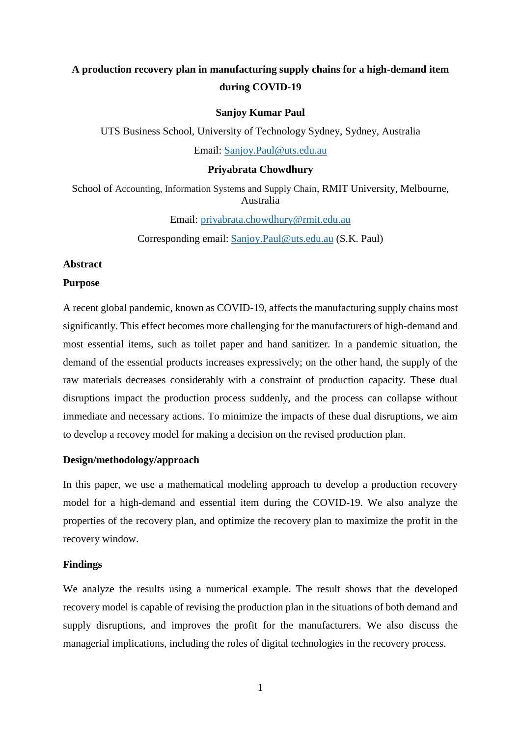# A production recovery plan in manufacturing supply chains for a high-demand item during COVID-19

**Sanjoy Kumar Paul**

UTS Business School, University of Technology Sydney, Sydney, Australia

Email: Sanjoy.Paul@uts.edu.au

**Priyabrata Chowdhury**

School of Accounting, Information Systems and Supply Chain, RMIT University, Melbourne, Australia

Email: priyabrata.chowdhury@rmit.edu.au

Corresponding email: Sanjoy.Paul@uts.edu.au (S.K. Paul)

## Abstract

### Purpose

A recent global pandemic, known as COVID-19, affects the manufacturing supply chains most significantly. This effect becomes more challenging for the manufacturers of high-demand and most essential items, such as toilet paper and hand sanitizer. In a pandemic situation, the demand of the essential products increases expressively; on the other hand, the supply of the raw materials decreases considerably with a constraint of production capacity. These dual disruptions impact the production process suddenly, and the process can collapse without immediate and necessary actions. To minimize the impacts of these dual disruptions, we aim to develop a recovey model for making a decision on the revised production plan.

### Design/methodology/approach

In this paper, we use a mathematical modeling approach to develop a production recovery model for a high-demand and essential item during the COVID-19. We also analyze the properties of the recovery plan, and optimize the recovery plan to maximize the profit in the recovery window.

### Findings

We analyze the results using a numerical example. The result shows that the developed recovery model is capable of revising the production plan in the situations of both demand and supply disruptions, and improves the profit for the manufacturers. We also discuss the managerial implications, including the roles of digital technologies in the recovery process.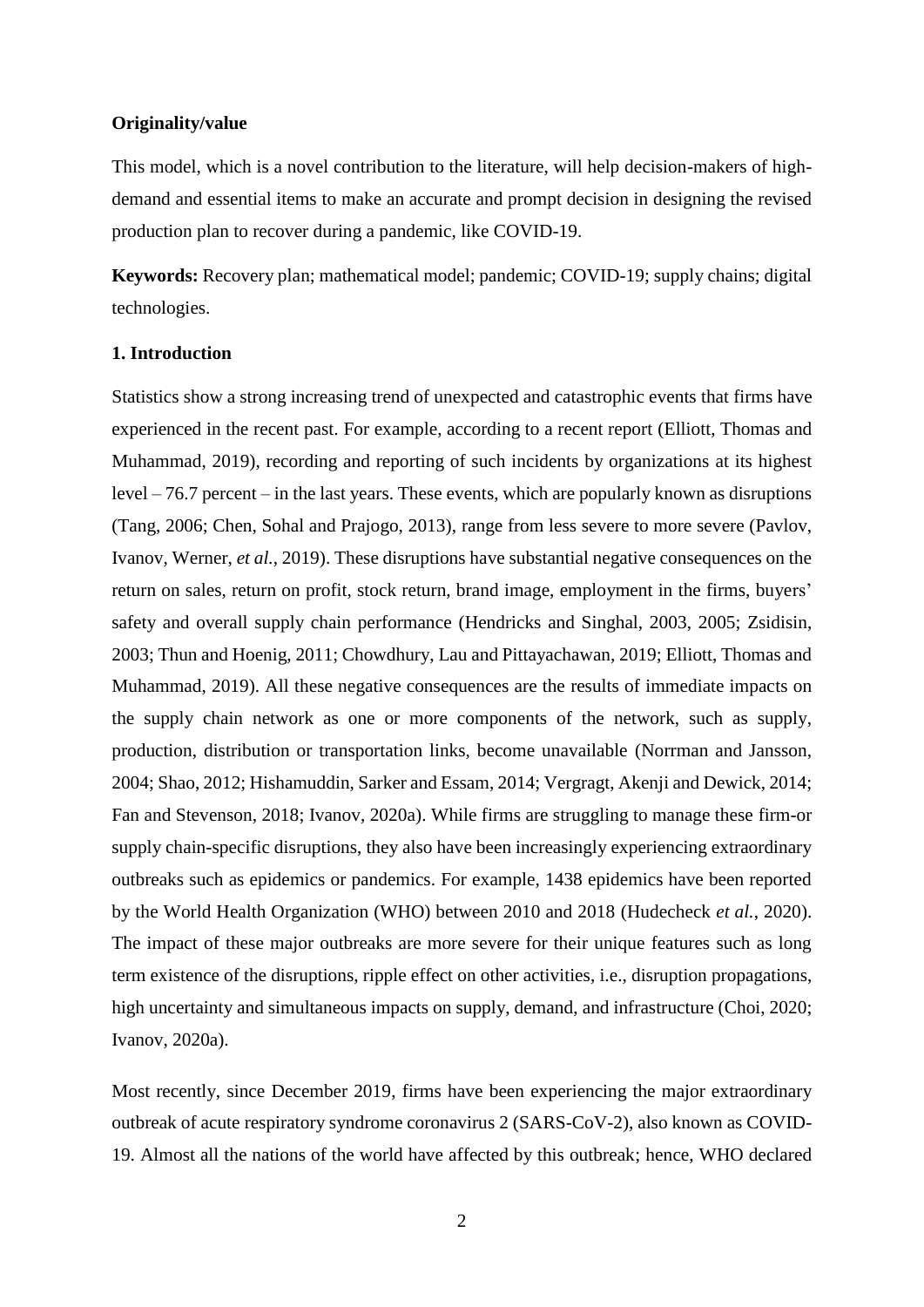**Originality/value**

This model, which is a novel contribution to the literature, will help decision-makers of high-demand and essential items to make an accurate and prompt decision in designing the revised production plan to recover during a pandemic, like COVID-19.

**Keywords:** Recovery plan; mathematical model; pandemic; COVID-19; supply chains; digital technologies.

## 1. Introduction

Statistics show a strong increasing trend of unexpected and catastrophic events that firms have experienced in the recent past. For example, according to a recent report (Elliott, Thomas and Muhammad, 2019), recording and reporting of such incidents by organizations at its highest level – 76.7 percent – in the last years. These events, which are popularly known as disruptions (Tang, 2006; Chen, Sohal and Prajogo, 2013), range from less severe to more severe (Pavlov, Ivanov, Werner, *et al.*, 2019). These disruptions have substantial negative consequences on the return on sales, return on profit, stock return, brand image, employment in the firms, buyers' safety and overall supply chain performance (Hendricks and Singhal, 2003, 2005; Zsidisin, 2003; Thun and Hoenig, 2011; Chowdhury, Lau and Pittayachawan, 2019; Elliott, Thomas and Muhammad, 2019). All these negative consequences are the results of immediate impacts on the supply chain network as one or more components of the network, such as supply, production, distribution or transportation links, become unavailable (Norrman and Jansson, 2004; Shao, 2012; Hishamuddin, Sarker and Essam, 2014; Vergragt, Akenji and Dewick, 2014; Fan and Stevenson, 2018; Ivanov, 2020a). While firms are struggling to manage these firm-or supply chain-specific disruptions, they also have been increasingly experiencing extraordinary outbreaks such as epidemics or pandemics. For example, 1438 epidemics have been reported by the World Health Organization (WHO) between 2010 and 2018 (Hudecheck *et al.*, 2020). The impact of these major outbreaks are more severe for their unique features such as long term existence of the disruptions, ripple effect on other activities, i.e., disruption propagations, high uncertainty and simultaneous impacts on supply, demand, and infrastructure (Choi, 2020; Ivanov, 2020a).

Most recently, since December 2019, firms have been experiencing the major extraordinary outbreak of acute respiratory syndrome coronavirus 2 (SARS-CoV-2), also known as COVID-19. Almost all the nations of the world have affected by this outbreak; hence, WHO declared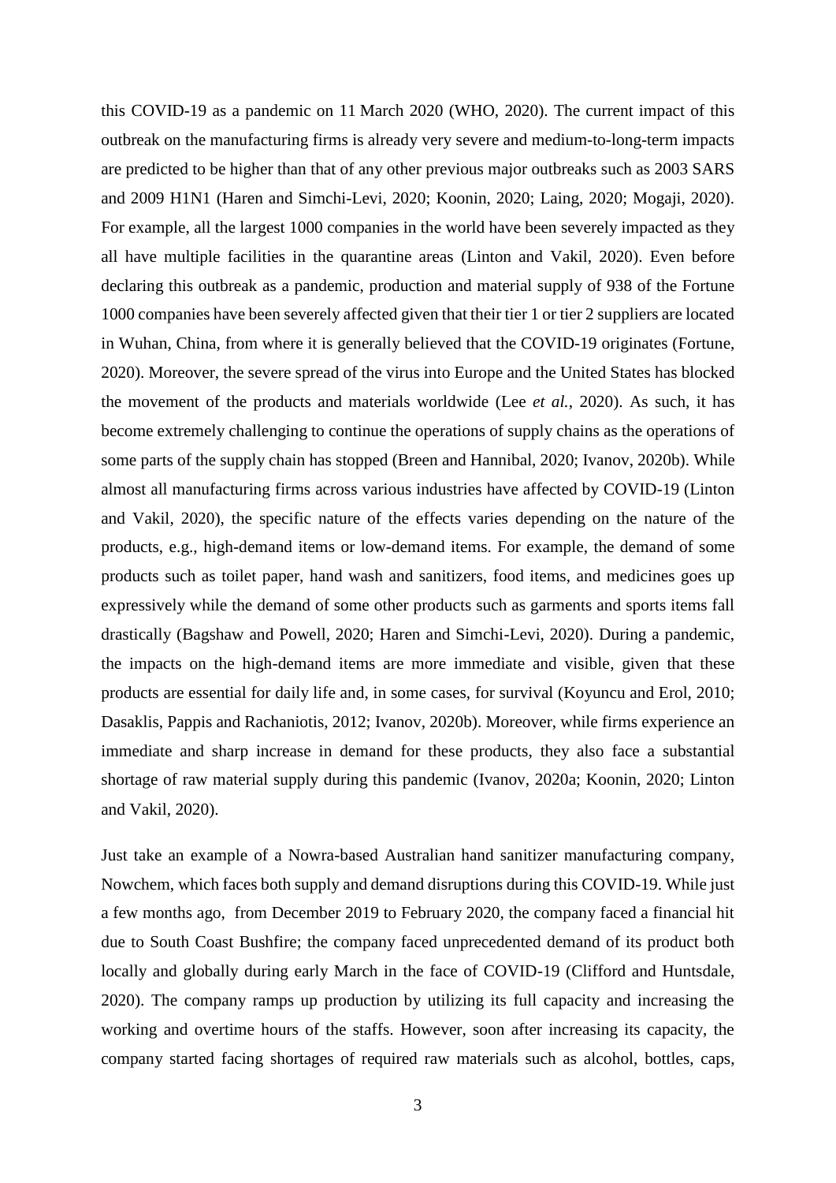this COVID-19 as a pandemic on 11 March 2020 (WHO, 2020). The current impact of this outbreak on the manufacturing firms is already very severe and medium-to-long-term impacts are predicted to be higher than that of any other previous major outbreaks such as 2003 SARS and 2009 H1N1 (Haren and Simchi-Levi, 2020; Koonin, 2020; Laing, 2020; Mogaji, 2020). For example, all the largest 1000 companies in the world have been severely impacted as they all have multiple facilities in the quarantine areas (Linton and Vakil, 2020). Even before declaring this outbreak as a pandemic, production and material supply of 938 of the Fortune 1000 companies have been severely affected given that their tier 1 or tier 2 suppliers are located in Wuhan, China, from where it is generally believed that the COVID-19 originates (Fortune, 2020). Moreover, the severe spread of the virus into Europe and the United States has blocked the movement of the products and materials worldwide (Lee *et al.*, 2020). As such, it has become extremely challenging to continue the operations of supply chains as the operations of some parts of the supply chain has stopped (Breen and Hannibal, 2020; Ivanov, 2020b). While almost all manufacturing firms across various industries have affected by COVID-19 (Linton and Vakil, 2020), the specific nature of the effects varies depending on the nature of the products, e.g., high-demand items or low-demand items. For example, the demand of some products such as toilet paper, hand wash and sanitizers, food items, and medicines goes up expressively while the demand of some other products such as garments and sports items fall drastically (Bagshaw and Powell, 2020; Haren and Simchi-Levi, 2020). During a pandemic, the impacts on the high-demand items are more immediate and visible, given that these products are essential for daily life and, in some cases, for survival (Koyuncu and Erol, 2010; Dasaklis, Pappis and Rachaniotis, 2012; Ivanov, 2020b). Moreover, while firms experience an immediate and sharp increase in demand for these products, they also face a substantial shortage of raw material supply during this pandemic (Ivanov, 2020a; Koonin, 2020; Linton and Vakil, 2020).

Just take an example of a Nowra-based Australian hand sanitizer manufacturing company, Nowchem, which faces both supply and demand disruptions during this COVID-19. While just a few months ago, from December 2019 to February 2020, the company faced a financial hit due to South Coast Bushfire; the company faced unprecedented demand of its product both locally and globally during early March in the face of COVID-19 (Clifford and Huntsdale, 2020). The company ramps up production by utilizing its full capacity and increasing the working and overtime hours of the staffs. However, soon after increasing its capacity, the company started facing shortages of required raw materials such as alcohol, bottles, caps,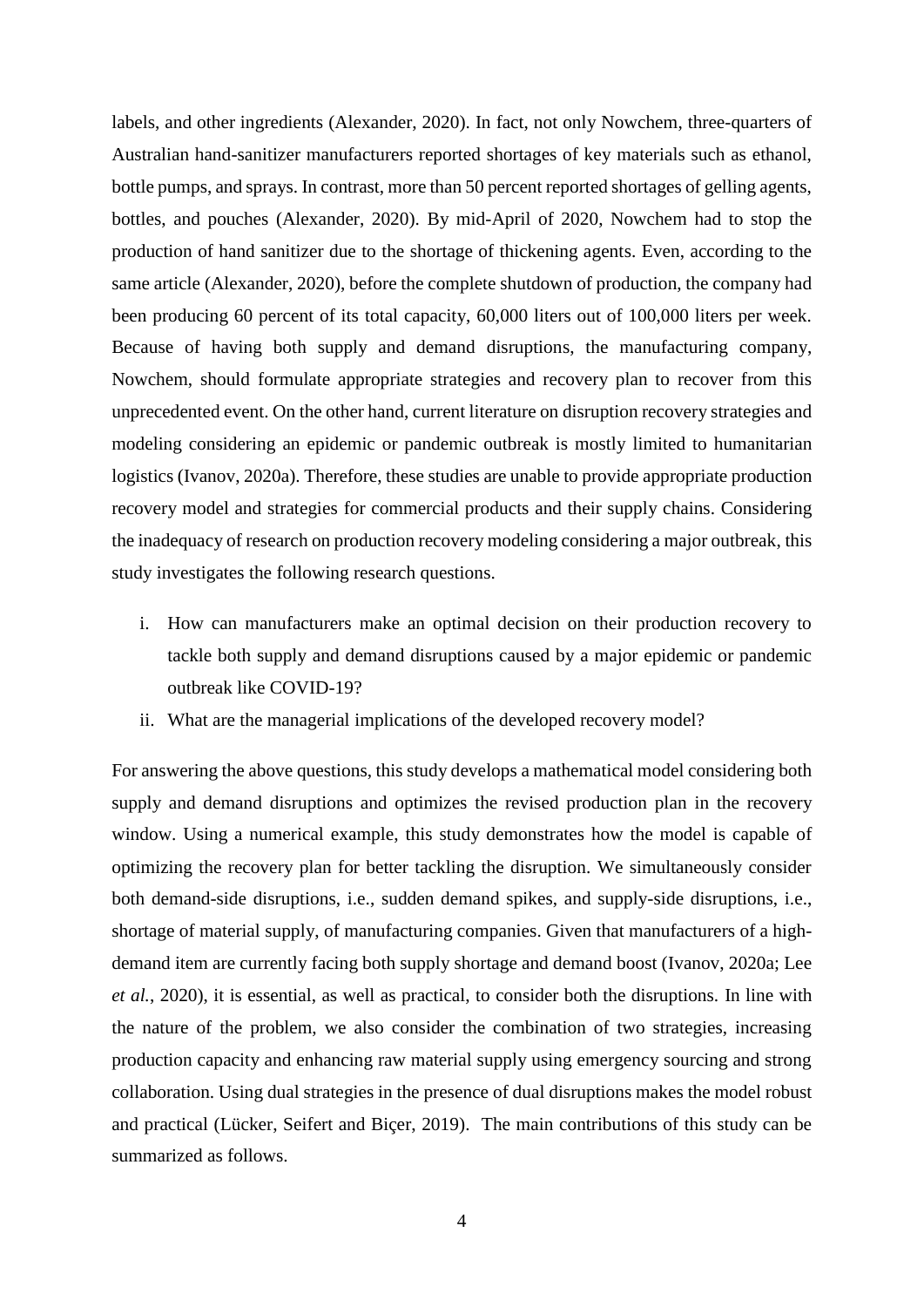labels, and other ingredients (Alexander, 2020). In fact, not only Nowchem, three-quarters of Australian hand-sanitizer manufacturers reported shortages of key materials such as ethanol, bottle pumps, and sprays. In contrast, more than 50 percent reported shortages of gelling agents, bottles, and pouches (Alexander, 2020). By mid-April of 2020, Nowchem had to stop the production of hand sanitizer due to the shortage of thickening agents. Even, according to the same article (Alexander, 2020), before the complete shutdown of production, the company had been producing 60 percent of its total capacity, 60,000 liters out of 100,000 liters per week. Because of having both supply and demand disruptions, the manufacturing company, Nowchem, should formulate appropriate strategies and recovery plan to recover from this unprecedented event. On the other hand, current literature on disruption recovery strategies and modeling considering an epidemic or pandemic outbreak is mostly limited to humanitarian logistics (Ivanov, 2020a). Therefore, these studies are unable to provide appropriate production recovery model and strategies for commercial products and their supply chains. Considering the inadequacy of research on production recovery modeling considering a major outbreak, this study investigates the following research questions.

i. How can manufacturers make an optimal decision on their production recovery to tackle both supply and demand disruptions caused by a major epidemic or pandemic outbreak like COVID-19?
ii. What are the managerial implications of the developed recovery model?

For answering the above questions, this study develops a mathematical model considering both supply and demand disruptions and optimizes the revised production plan in the recovery window. Using a numerical example, this study demonstrates how the model is capable of optimizing the recovery plan for better tackling the disruption. We simultaneously consider both demand-side disruptions, i.e., sudden demand spikes, and supply-side disruptions, i.e., shortage of material supply, of manufacturing companies. Given that manufacturers of a high-demand item are currently facing both supply shortage and demand boost (Ivanov, 2020a; Lee *et al.*, 2020), it is essential, as well as practical, to consider both the disruptions. In line with the nature of the problem, we also consider the combination of two strategies, increasing production capacity and enhancing raw material supply using emergency sourcing and strong collaboration. Using dual strategies in the presence of dual disruptions makes the model robust and practical (Lücker, Seifert and Biçer, 2019). The main contributions of this study can be summarized as follows.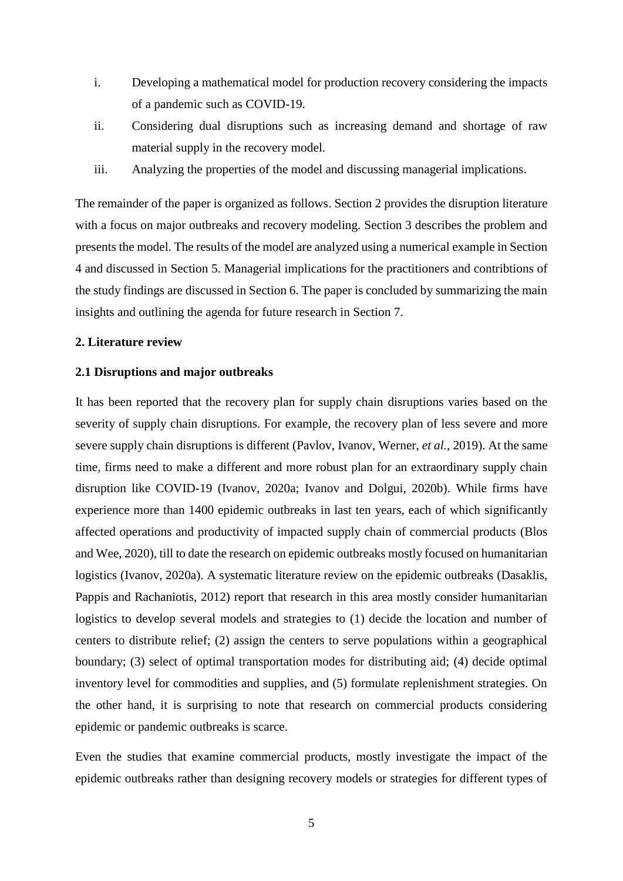i. Developing a mathematical model for production recovery considering the impacts of a pandemic such as COVID-19.
ii. Considering dual disruptions such as increasing demand and shortage of raw material supply in the recovery model.
iii. Analyzing the properties of the model and discussing managerial implications.

The remainder of the paper is organized as follows. Section 2 provides the disruption literature with a focus on major outbreaks and recovery modeling. Section 3 describes the problem and presents the model. The results of the model are analyzed using a numerical example in Section 4 and discussed in Section 5. Managerial implications for the practitioners and contribtions of the study findings are discussed in Section 6. The paper is concluded by summarizing the main insights and outlining the agenda for future research in Section 7.

## 2. Literature review

### 2.1 Disruptions and major outbreaks

It has been reported that the recovery plan for supply chain disruptions varies based on the severity of supply chain disruptions. For example, the recovery plan of less severe and more severe supply chain disruptions is different (Pavlov, Ivanov, Werner, *et al.*, 2019). At the same time, firms need to make a different and more robust plan for an extraordinary supply chain disruption like COVID-19 (Ivanov, 2020a; Ivanov and Dolgui, 2020b). While firms have experience more than 1400 epidemic outbreaks in last ten years, each of which significantly affected operations and productivity of impacted supply chain of commercial products (Blos and Wee, 2020), till to date the research on epidemic outbreaks mostly focused on humanitarian logistics (Ivanov, 2020a). A systematic literature review on the epidemic outbreaks (Dasaklis, Pappis and Rachaniotis, 2012) report that research in this area mostly consider humanitarian logistics to develop several models and strategies to (1) decide the location and number of centers to distribute relief; (2) assign the centers to serve populations within a geographical boundary; (3) select of optimal transportation modes for distributing aid; (4) decide optimal inventory level for commodities and supplies, and (5) formulate replenishment strategies. On the other hand, it is surprising to note that research on commercial products considering epidemic or pandemic outbreaks is scarce.

Even the studies that examine commercial products, mostly investigate the impact of the epidemic outbreaks rather than designing recovery models or strategies for different types of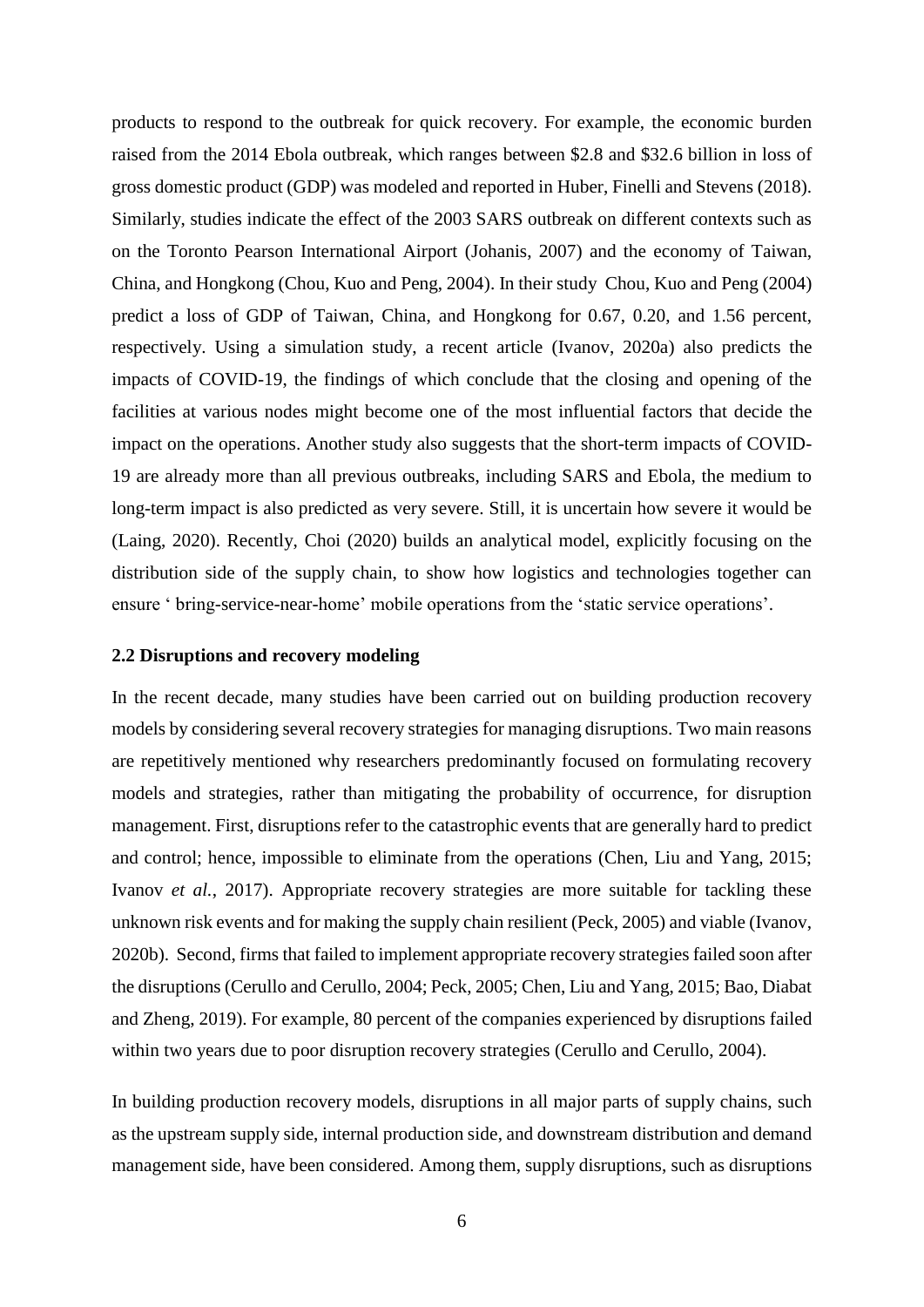products to respond to the outbreak for quick recovery. For example, the economic burden raised from the 2014 Ebola outbreak, which ranges between \$2.8 and \$32.6 billion in loss of gross domestic product (GDP) was modeled and reported in Huber, Finelli and Stevens (2018). Similarly, studies indicate the effect of the 2003 SARS outbreak on different contexts such as on the Toronto Pearson International Airport (Johanis, 2007) and the economy of Taiwan, China, and Hongkong (Chou, Kuo and Peng, 2004). In their study Chou, Kuo and Peng (2004) predict a loss of GDP of Taiwan, China, and Hongkong for 0.67, 0.20, and 1.56 percent, respectively. Using a simulation study, a recent article (Ivanov, 2020a) also predicts the impacts of COVID-19, the findings of which conclude that the closing and opening of the facilities at various nodes might become one of the most influential factors that decide the impact on the operations. Another study also suggests that the short-term impacts of COVID-19 are already more than all previous outbreaks, including SARS and Ebola, the medium to long-term impact is also predicted as very severe. Still, it is uncertain how severe it would be (Laing, 2020). Recently, Choi (2020) builds an analytical model, explicitly focusing on the distribution side of the supply chain, to show how logistics and technologies together can ensure ' bring-service-near-home' mobile operations from the 'static service operations'.

### 2.2 Disruptions and recovery modeling

In the recent decade, many studies have been carried out on building production recovery models by considering several recovery strategies for managing disruptions. Two main reasons are repetitively mentioned why researchers predominantly focused on formulating recovery models and strategies, rather than mitigating the probability of occurrence, for disruption management. First, disruptions refer to the catastrophic events that are generally hard to predict and control; hence, impossible to eliminate from the operations (Chen, Liu and Yang, 2015; Ivanov *et al.*, 2017). Appropriate recovery strategies are more suitable for tackling these unknown risk events and for making the supply chain resilient (Peck, 2005) and viable (Ivanov, 2020b). Second, firms that failed to implement appropriate recovery strategies failed soon after the disruptions (Cerullo and Cerullo, 2004; Peck, 2005; Chen, Liu and Yang, 2015; Bao, Diabat and Zheng, 2019). For example, 80 percent of the companies experienced by disruptions failed within two years due to poor disruption recovery strategies (Cerullo and Cerullo, 2004).

In building production recovery models, disruptions in all major parts of supply chains, such as the upstream supply side, internal production side, and downstream distribution and demand management side, have been considered. Among them, supply disruptions, such as disruptions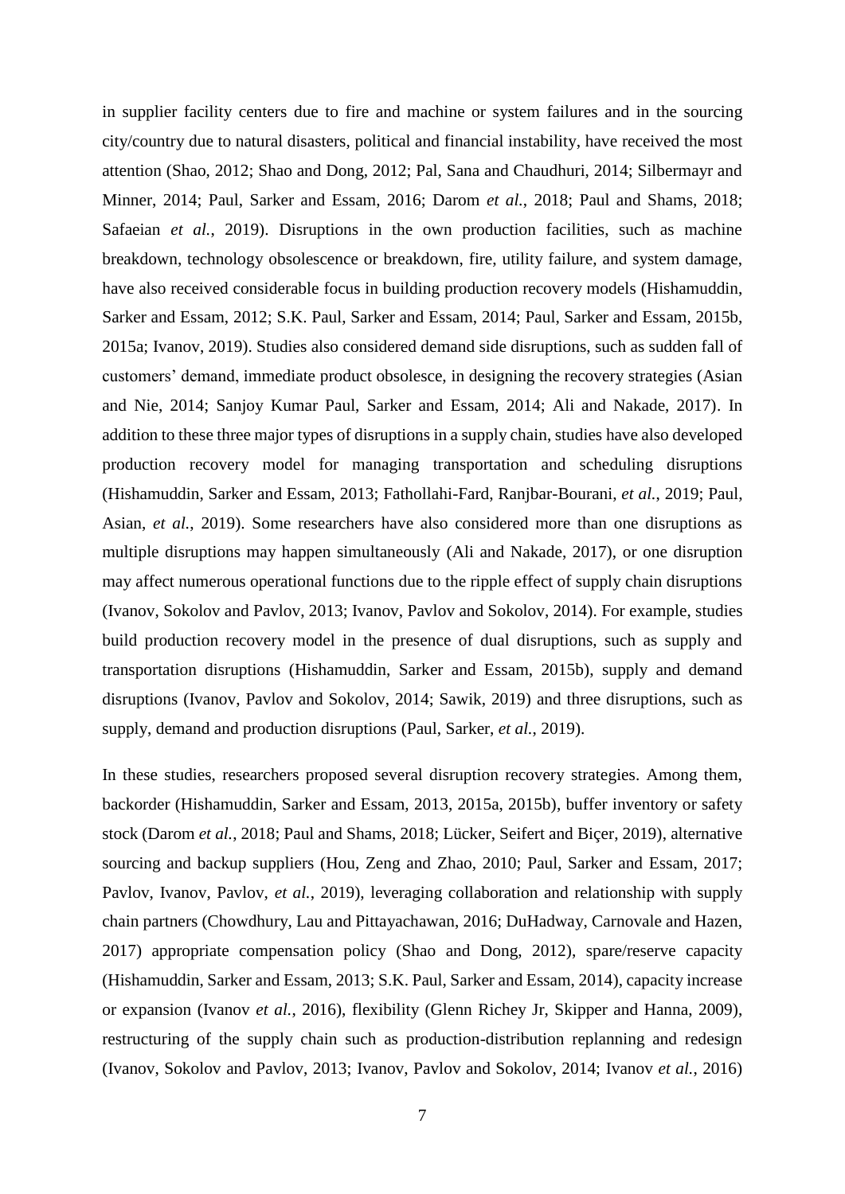in supplier facility centers due to fire and machine or system failures and in the sourcing city/country due to natural disasters, political and financial instability, have received the most attention (Shao, 2012; Shao and Dong, 2012; Pal, Sana and Chaudhuri, 2014; Silbermayr and Minner, 2014; Paul, Sarker and Essam, 2016; Darom *et al.*, 2018; Paul and Shams, 2018; Safaeian *et al.*, 2019). Disruptions in the own production facilities, such as machine breakdown, technology obsolescence or breakdown, fire, utility failure, and system damage, have also received considerable focus in building production recovery models (Hishamuddin, Sarker and Essam, 2012; S.K. Paul, Sarker and Essam, 2014; Paul, Sarker and Essam, 2015b, 2015a; Ivanov, 2019). Studies also considered demand side disruptions, such as sudden fall of customers' demand, immediate product obsolesce, in designing the recovery strategies (Asian and Nie, 2014; Sanjoy Kumar Paul, Sarker and Essam, 2014; Ali and Nakade, 2017). In addition to these three major types of disruptions in a supply chain, studies have also developed production recovery model for managing transportation and scheduling disruptions (Hishamuddin, Sarker and Essam, 2013; Fathollahi-Fard, Ranjbar-Bourani, *et al.*, 2019; Paul, Asian, *et al.*, 2019). Some researchers have also considered more than one disruptions as multiple disruptions may happen simultaneously (Ali and Nakade, 2017), or one disruption may affect numerous operational functions due to the ripple effect of supply chain disruptions (Ivanov, Sokolov and Pavlov, 2013; Ivanov, Pavlov and Sokolov, 2014). For example, studies build production recovery model in the presence of dual disruptions, such as supply and transportation disruptions (Hishamuddin, Sarker and Essam, 2015b), supply and demand disruptions (Ivanov, Pavlov and Sokolov, 2014; Sawik, 2019) and three disruptions, such as supply, demand and production disruptions (Paul, Sarker, *et al.*, 2019).

In these studies, researchers proposed several disruption recovery strategies. Among them, backorder (Hishamuddin, Sarker and Essam, 2013, 2015a, 2015b), buffer inventory or safety stock (Darom *et al.*, 2018; Paul and Shams, 2018; Lücker, Seifert and Biçer, 2019), alternative sourcing and backup suppliers (Hou, Zeng and Zhao, 2010; Paul, Sarker and Essam, 2017; Pavlov, Ivanov, Pavlov, *et al.*, 2019), leveraging collaboration and relationship with supply chain partners (Chowdhury, Lau and Pittayachawan, 2016; DuHadway, Carnovale and Hazen, 2017) appropriate compensation policy (Shao and Dong, 2012), spare/reserve capacity (Hishamuddin, Sarker and Essam, 2013; S.K. Paul, Sarker and Essam, 2014), capacity increase or expansion (Ivanov *et al.*, 2016), flexibility (Glenn Richey Jr, Skipper and Hanna, 2009), restructuring of the supply chain such as production-distribution replanning and redesign (Ivanov, Sokolov and Pavlov, 2013; Ivanov, Pavlov and Sokolov, 2014; Ivanov *et al.*, 2016)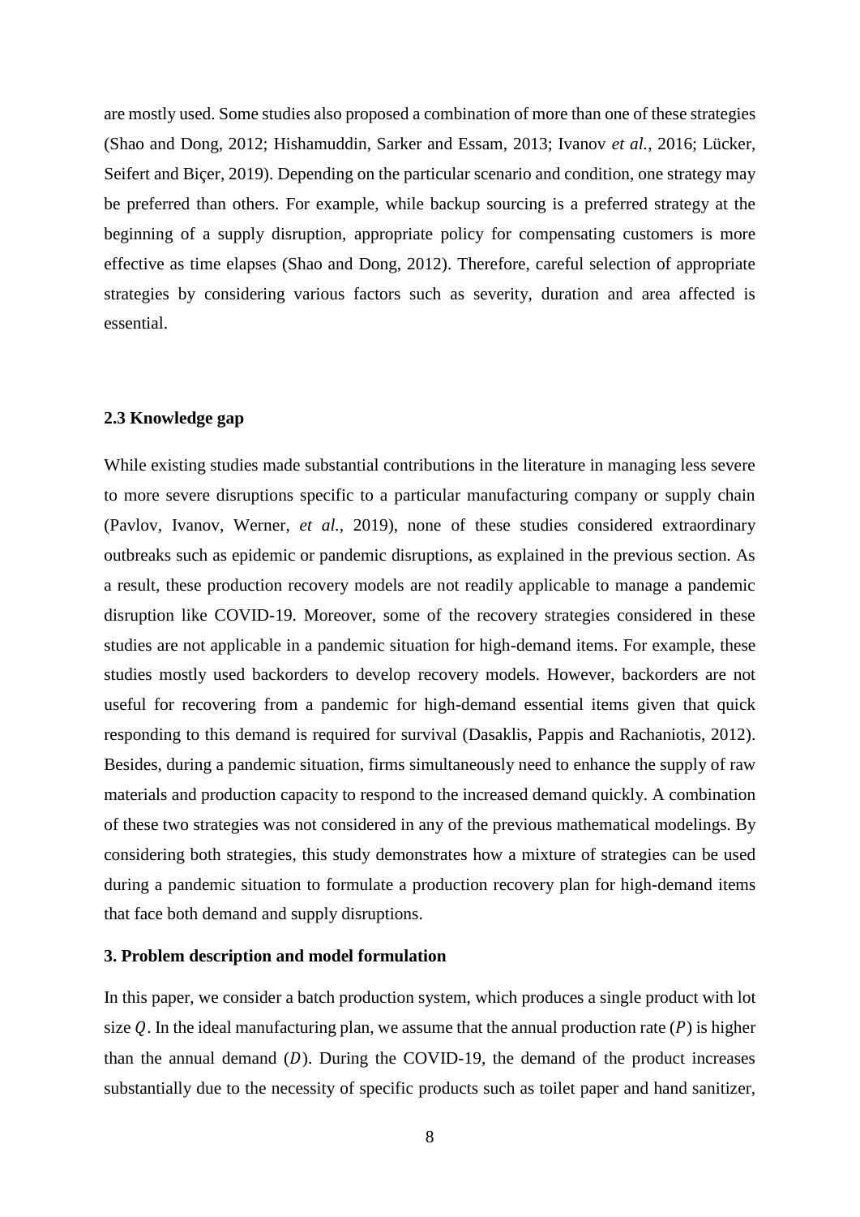are mostly used. Some studies also proposed a combination of more than one of these strategies (Shao and Dong, 2012; Hishamuddin, Sarker and Essam, 2013; Ivanov *et al.*, 2016; Lücker, Seifert and Biçer, 2019). Depending on the particular scenario and condition, one strategy may be preferred than others. For example, while backup sourcing is a preferred strategy at the beginning of a supply disruption, appropriate policy for compensating customers is more effective as time elapses (Shao and Dong, 2012). Therefore, careful selection of appropriate strategies by considering various factors such as severity, duration and area affected is essential.

### 2.3 Knowledge gap

While existing studies made substantial contributions in the literature in managing less severe to more severe disruptions specific to a particular manufacturing company or supply chain (Pavlov, Ivanov, Werner, *et al.*, 2019), none of these studies considered extraordinary outbreaks such as epidemic or pandemic disruptions, as explained in the previous section. As a result, these production recovery models are not readily applicable to manage a pandemic disruption like COVID-19. Moreover, some of the recovery strategies considered in these studies are not applicable in a pandemic situation for high-demand items. For example, these studies mostly used backorders to develop recovery models. However, backorders are not useful for recovering from a pandemic for high-demand essential items given that quick responding to this demand is required for survival (Dasaklis, Pappis and Rachaniotis, 2012). Besides, during a pandemic situation, firms simultaneously need to enhance the supply of raw materials and production capacity to respond to the increased demand quickly. A combination of these two strategies was not considered in any of the previous mathematical modelings. By considering both strategies, this study demonstrates how a mixture of strategies can be used during a pandemic situation to formulate a production recovery plan for high-demand items that face both demand and supply disruptions.

## 3. Problem description and model formulation

In this paper, we consider a batch production system, which produces a single product with lot size $Q$. In the ideal manufacturing plan, we assume that the annual production rate ($P$) is higher than the annual demand ($D$). During the COVID-19, the demand of the product increases substantially due to the necessity of specific products such as toilet paper and hand sanitizer,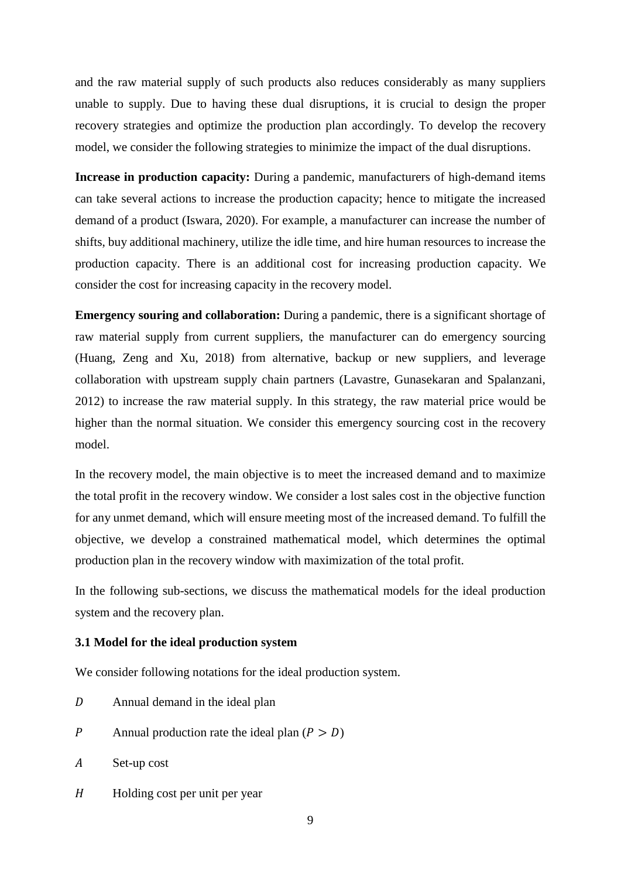and the raw material supply of such products also reduces considerably as many suppliers unable to supply. Due to having these dual disruptions, it is crucial to design the proper recovery strategies and optimize the production plan accordingly. To develop the recovery model, we consider the following strategies to minimize the impact of the dual disruptions.

**Increase in production capacity:** During a pandemic, manufacturers of high-demand items can take several actions to increase the production capacity; hence to mitigate the increased demand of a product (Iswara, 2020). For example, a manufacturer can increase the number of shifts, buy additional machinery, utilize the idle time, and hire human resources to increase the production capacity. There is an additional cost for increasing production capacity. We consider the cost for increasing capacity in the recovery model.

**Emergency souring and collaboration:** During a pandemic, there is a significant shortage of raw material supply from current suppliers, the manufacturer can do emergency sourcing (Huang, Zeng and Xu, 2018) from alternative, backup or new suppliers, and leverage collaboration with upstream supply chain partners (Lavastre, Gunasekaran and Spalanzani, 2012) to increase the raw material supply. In this strategy, the raw material price would be higher than the normal situation. We consider this emergency sourcing cost in the recovery model.

In the recovery model, the main objective is to meet the increased demand and to maximize the total profit in the recovery window. We consider a lost sales cost in the objective function for any unmet demand, which will ensure meeting most of the increased demand. To fulfill the objective, we develop a constrained mathematical model, which determines the optimal production plan in the recovery window with maximization of the total profit.

In the following sub-sections, we discuss the mathematical models for the ideal production system and the recovery plan.

### 3.1 Model for the ideal production system

We consider following notations for the ideal production system.

$D$ Annual demand in the ideal plan

$P$ Annual production rate the ideal plan ($P > D$)

$A$ Set-up cost

$H$ Holding cost per unit per year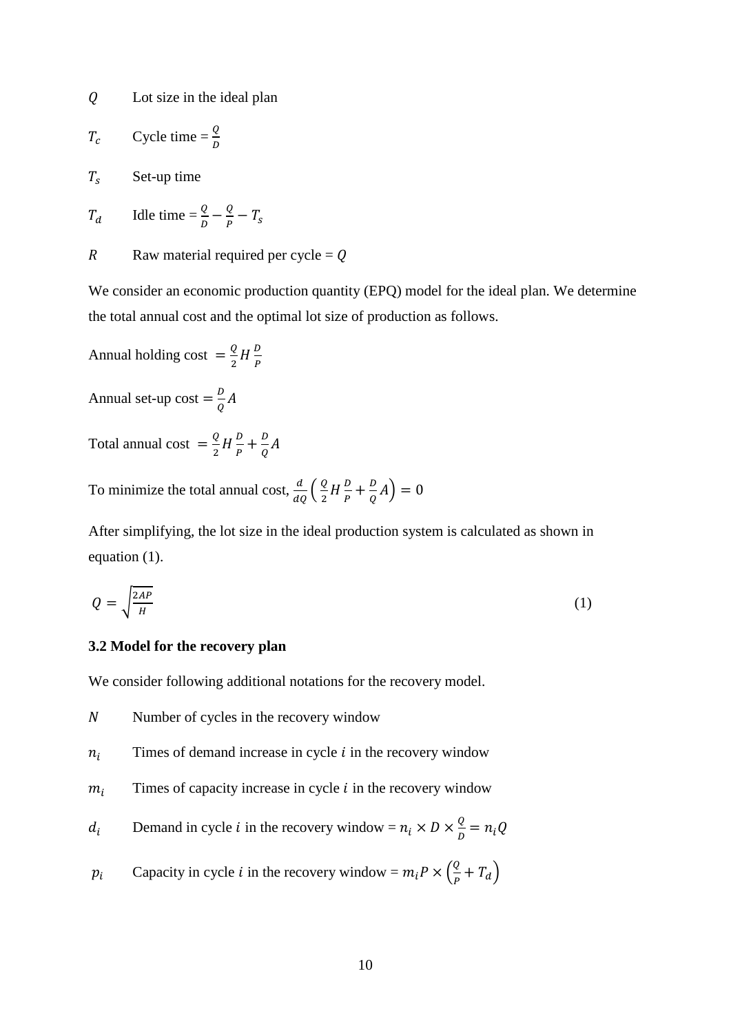$Q$ Lot size in the ideal plan

$T_c$ Cycle time = $\frac{Q}{D}$

$T_s$ Set-up time

$T_d$ Idle time = $\frac{Q}{D} - \frac{Q}{P} - T_s$

$R$ Raw material required per cycle = $Q$

We consider an economic production quantity (EPQ) model for the ideal plan. We determine the total annual cost and the optimal lot size of production as follows.

Annual holding cost $= \frac{Q}{2} H \frac{D}{P}$

Annual set-up cost $= \frac{D}{Q} A$

Total annual cost $= \frac{Q}{2} H \frac{D}{P} + \frac{D}{Q} A$

To minimize the total annual cost, $\frac{d}{dQ}\left( \frac{Q}{2} H \frac{D}{P} + \frac{D}{Q} A \right) = 0$

After simplifying, the lot size in the ideal production system is calculated as shown in equation (1).

$$Q = \sqrt{\frac{2AP}{H}} \tag{1}$$

### 3.2 Model for the recovery plan

We consider following additional notations for the recovery model.

$N$ Number of cycles in the recovery window

$n_i$ Times of demand increase in cycle $i$ in the recovery window

$m_i$ Times of capacity increase in cycle $i$ in the recovery window

$d_i$ Demand in cycle $i$ in the recovery window = $n_i \times D \times \frac{Q}{D} = n_i Q$

$p_i$ Capacity in cycle $i$ in the recovery window = $m_i P \times \left( \frac{Q}{P} + T_d \right)$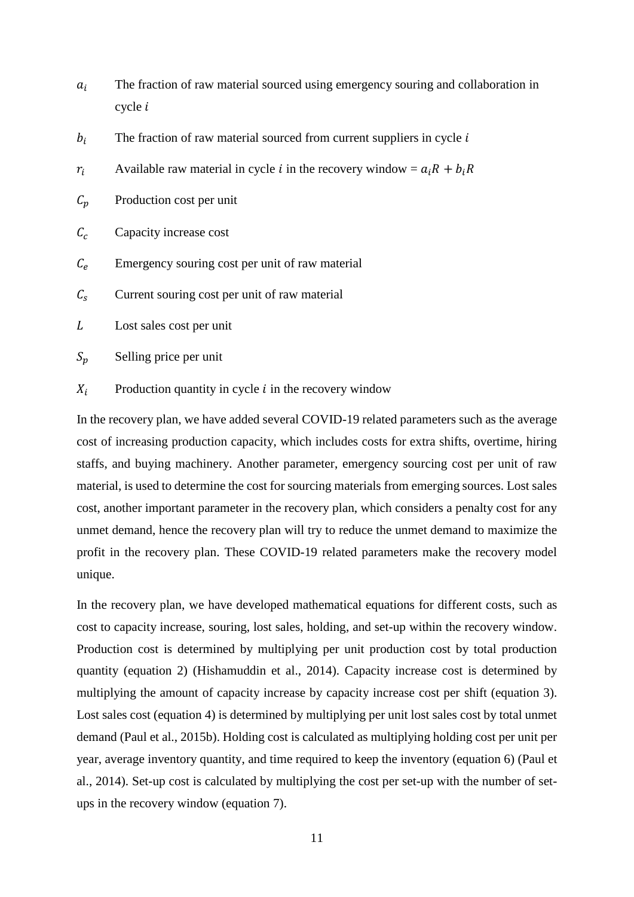$a_i$ The fraction of raw material sourced using emergency souring and collaboration in cycle $i$

$b_i$ The fraction of raw material sourced from current suppliers in cycle $i$

$r_i$ Available raw material in cycle $i$ in the recovery window = $a_i R + b_i R$

$C_p$ Production cost per unit

$C_c$ Capacity increase cost

$C_e$ Emergency souring cost per unit of raw material

$C_s$ Current souring cost per unit of raw material

$L$ Lost sales cost per unit

$S_p$ Selling price per unit

$X_i$ Production quantity in cycle $i$ in the recovery window

In the recovery plan, we have added several COVID-19 related parameters such as the average cost of increasing production capacity, which includes costs for extra shifts, overtime, hiring staffs, and buying machinery. Another parameter, emergency sourcing cost per unit of raw material, is used to determine the cost for sourcing materials from emerging sources. Lost sales cost, another important parameter in the recovery plan, which considers a penalty cost for any unmet demand, hence the recovery plan will try to reduce the unmet demand to maximize the profit in the recovery plan. These COVID-19 related parameters make the recovery model unique.

In the recovery plan, we have developed mathematical equations for different costs, such as cost to capacity increase, souring, lost sales, holding, and set-up within the recovery window. Production cost is determined by multiplying per unit production cost by total production quantity (equation 2) (Hishamuddin et al., 2014). Capacity increase cost is determined by multiplying the amount of capacity increase by capacity increase cost per shift (equation 3). Lost sales cost (equation 4) is determined by multiplying per unit lost sales cost by total unmet demand (Paul et al., 2015b). Holding cost is calculated as multiplying holding cost per unit per year, average inventory quantity, and time required to keep the inventory (equation 6) (Paul et al., 2014). Set-up cost is calculated by multiplying the cost per set-up with the number of set-ups in the recovery window (equation 7).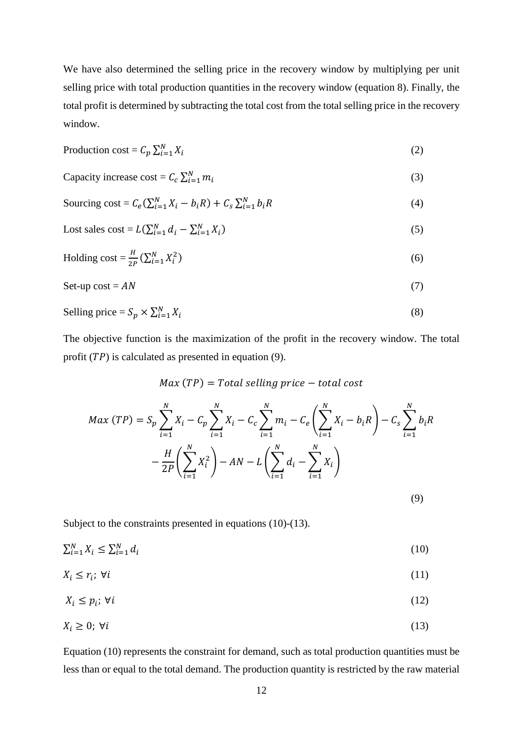We have also determined the selling price in the recovery window by multiplying per unit selling price with total production quantities in the recovery window (equation 8). Finally, the total profit is determined by subtracting the total cost from the total selling price in the recovery window.

$$\text{Production cost} = C_p \sum_{i=1}^{N} X_i \tag{2}$$

$$\text{Capacity increase cost} = C_c \sum_{i=1}^{N} m_i \tag{3}$$

$$\text{Sourcing cost} = C_e\left(\sum_{i=1}^{N} X_i - b_i R\right) + C_s \sum_{i=1}^{N} b_i R \tag{4}$$

$$\text{Lost sales cost} = L\left(\sum_{i=1}^{N} d_i - \sum_{i=1}^{N} X_i\right) \tag{5}$$

$$\text{Holding cost} = \frac{H}{2P}\left(\sum_{i=1}^{N} X_i^2\right) \tag{6}$$

$$\text{Set-up cost} = AN \tag{7}$$

$$\text{Selling price} = S_p \times \sum_{i=1}^{N} X_i \tag{8}$$

The objective function is the maximization of the profit in the recovery window. The total profit ($TP$) is calculated as presented in equation (9).

$$Max\ (TP) = Total\ selling\ price - total\ cost$$

$$Max\ (TP) = S_p \sum_{i=1}^{N} X_i - C_p \sum_{i=1}^{N} X_i - C_c \sum_{i=1}^{N} m_i - C_e\left(\sum_{i=1}^{N} X_i - b_i R\right) - C_s \sum_{i=1}^{N} b_i R - \frac{H}{2P}\left(\sum_{i=1}^{N} X_i^2\right) - AN - L\left(\sum_{i=1}^{N} d_i - \sum_{i=1}^{N} X_i\right) \tag{9}$$

Subject to the constraints presented in equations (10)-(13).

$$\sum_{i=1}^{N} X_i \leq \sum_{i=1}^{N} d_i \tag{10}$$

$$X_i \leq r_i;\ \forall i \tag{11}$$

$$X_i \leq p_i;\ \forall i \tag{12}$$

$$X_i \geq 0;\ \forall i \tag{13}$$

Equation (10) represents the constraint for demand, such as total production quantities must be less than or equal to the total demand. The production quantity is restricted by the raw material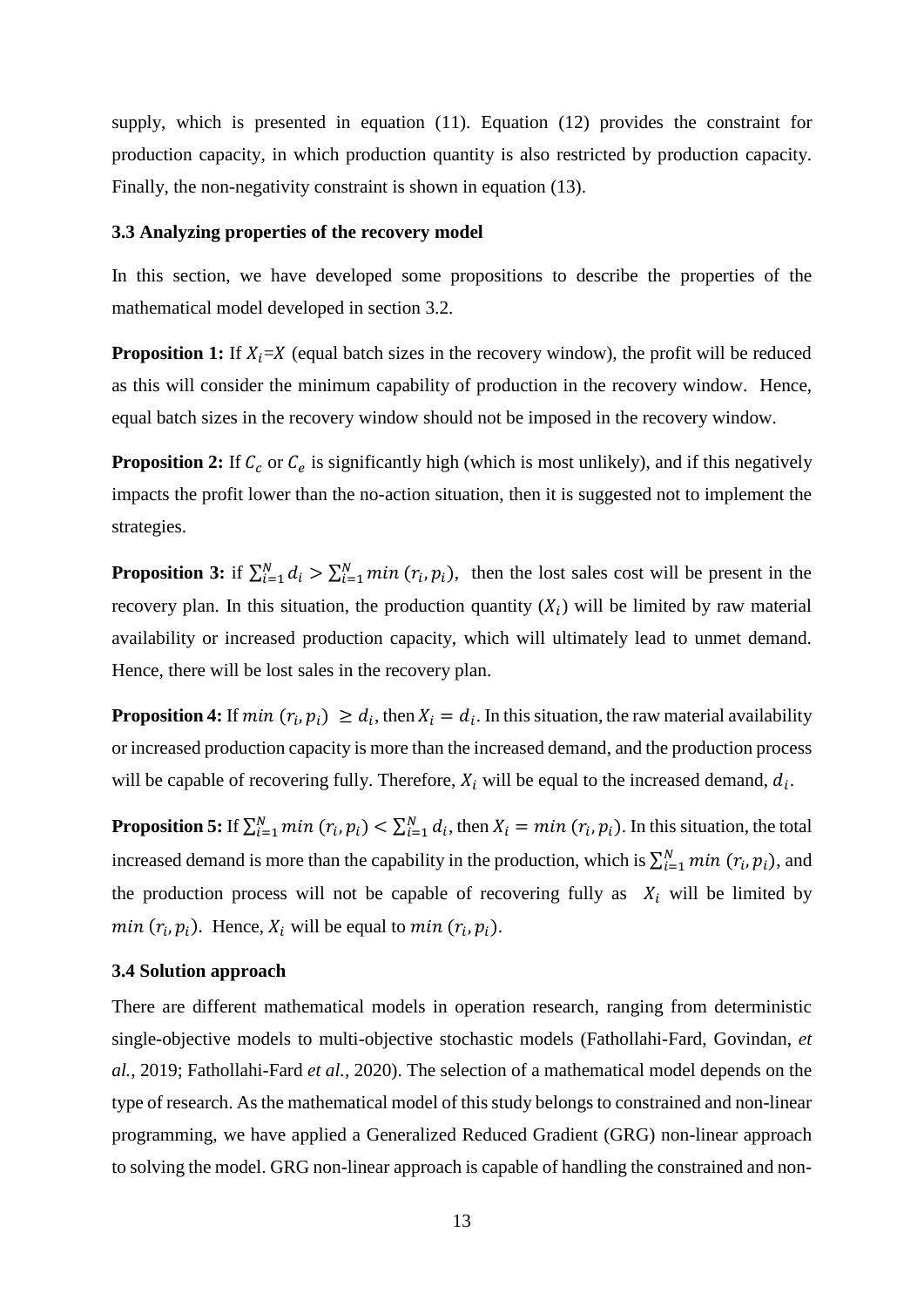supply, which is presented in equation (11). Equation (12) provides the constraint for production capacity, in which production quantity is also restricted by production capacity. Finally, the non-negativity constraint is shown in equation (13).

### 3.3 Analyzing properties of the recovery model

In this section, we have developed some propositions to describe the properties of the mathematical model developed in section 3.2.

**Proposition 1:** If $X_i$=$X$ (equal batch sizes in the recovery window), the profit will be reduced as this will consider the minimum capability of production in the recovery window. Hence, equal batch sizes in the recovery window should not be imposed in the recovery window.

**Proposition 2:** If $C_c$ or $C_e$ is significantly high (which is most unlikely), and if this negatively impacts the profit lower than the no-action situation, then it is suggested not to implement the strategies.

**Proposition 3:** if $\sum_{i=1}^{N} d_i > \sum_{i=1}^{N} min\,(r_i, p_i)$, then the lost sales cost will be present in the recovery plan. In this situation, the production quantity ($X_i$) will be limited by raw material availability or increased production capacity, which will ultimately lead to unmet demand. Hence, there will be lost sales in the recovery plan.

**Proposition 4:** If $min\,(r_i, p_i) \geq d_i$, then $X_i = d_i$. In this situation, the raw material availability or increased production capacity is more than the increased demand, and the production process will be capable of recovering fully. Therefore, $X_i$ will be equal to the increased demand, $d_i$.

**Proposition 5:** If $\sum_{i=1}^{N} min\,(r_i, p_i) < \sum_{i=1}^{N} d_i$, then $X_i = min\,(r_i, p_i)$. In this situation, the total increased demand is more than the capability in the production, which is $\sum_{i=1}^{N} min\,(r_i, p_i)$, and the production process will not be capable of recovering fully as $X_i$ will be limited by $min\,(r_i, p_i)$. Hence, $X_i$ will be equal to $min\,(r_i, p_i)$.

### 3.4 Solution approach

There are different mathematical models in operation research, ranging from deterministic single-objective models to multi-objective stochastic models (Fathollahi-Fard, Govindan, *et al.*, 2019; Fathollahi-Fard *et al.*, 2020). The selection of a mathematical model depends on the type of research. As the mathematical model of this study belongs to constrained and non-linear programming, we have applied a Generalized Reduced Gradient (GRG) non-linear approach to solving the model. GRG non-linear approach is capable of handling the constrained and non-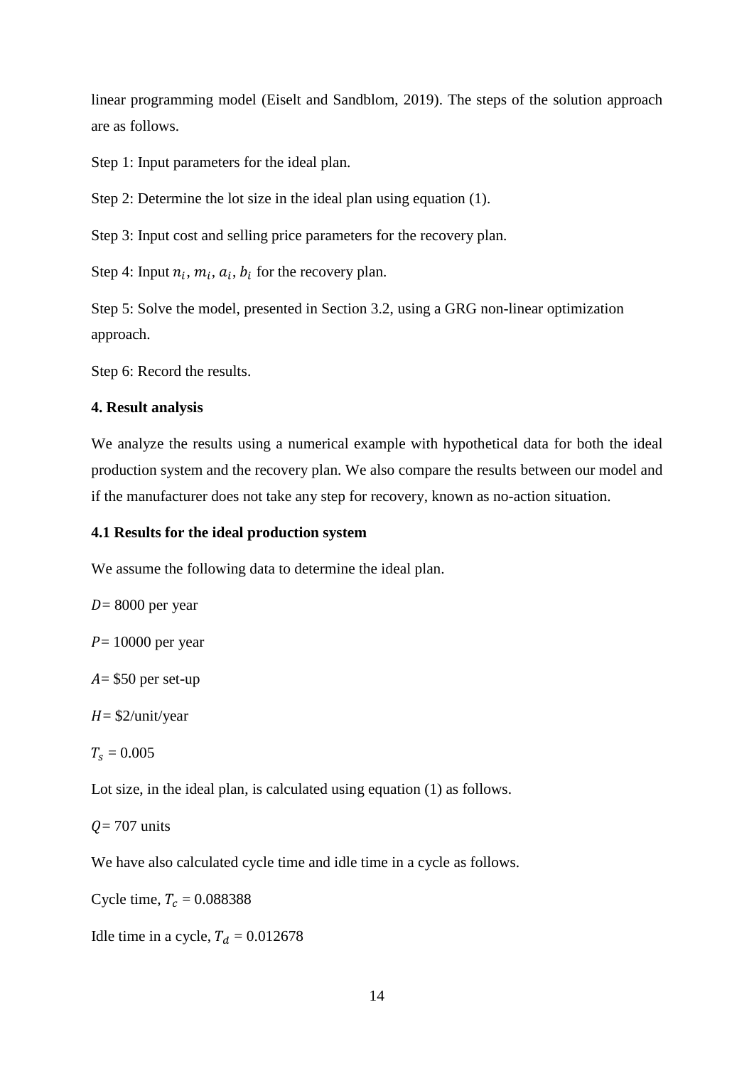linear programming model (Eiselt and Sandblom, 2019). The steps of the solution approach are as follows.

Step 1: Input parameters for the ideal plan.

Step 2: Determine the lot size in the ideal plan using equation (1).

Step 3: Input cost and selling price parameters for the recovery plan.

Step 4: Input $n_i$, $m_i$, $a_i$, $b_i$ for the recovery plan.

Step 5: Solve the model, presented in Section 3.2, using a GRG non-linear optimization approach.

Step 6: Record the results.

**4. Result analysis**

We analyze the results using a numerical example with hypothetical data for both the ideal production system and the recovery plan. We also compare the results between our model and if the manufacturer does not take any step for recovery, known as no-action situation.

**4.1 Results for the ideal production system**

We assume the following data to determine the ideal plan.

$D$= 8000 per year

$P$= 10000 per year

$A$= \$50 per set-up

$H$= \$2/unit/year

$T_s$ = 0.005

Lot size, in the ideal plan, is calculated using equation (1) as follows.

$Q$= 707 units

We have also calculated cycle time and idle time in a cycle as follows.

Cycle time, $T_c$ = 0.088388

Idle time in a cycle, $T_d$ = 0.012678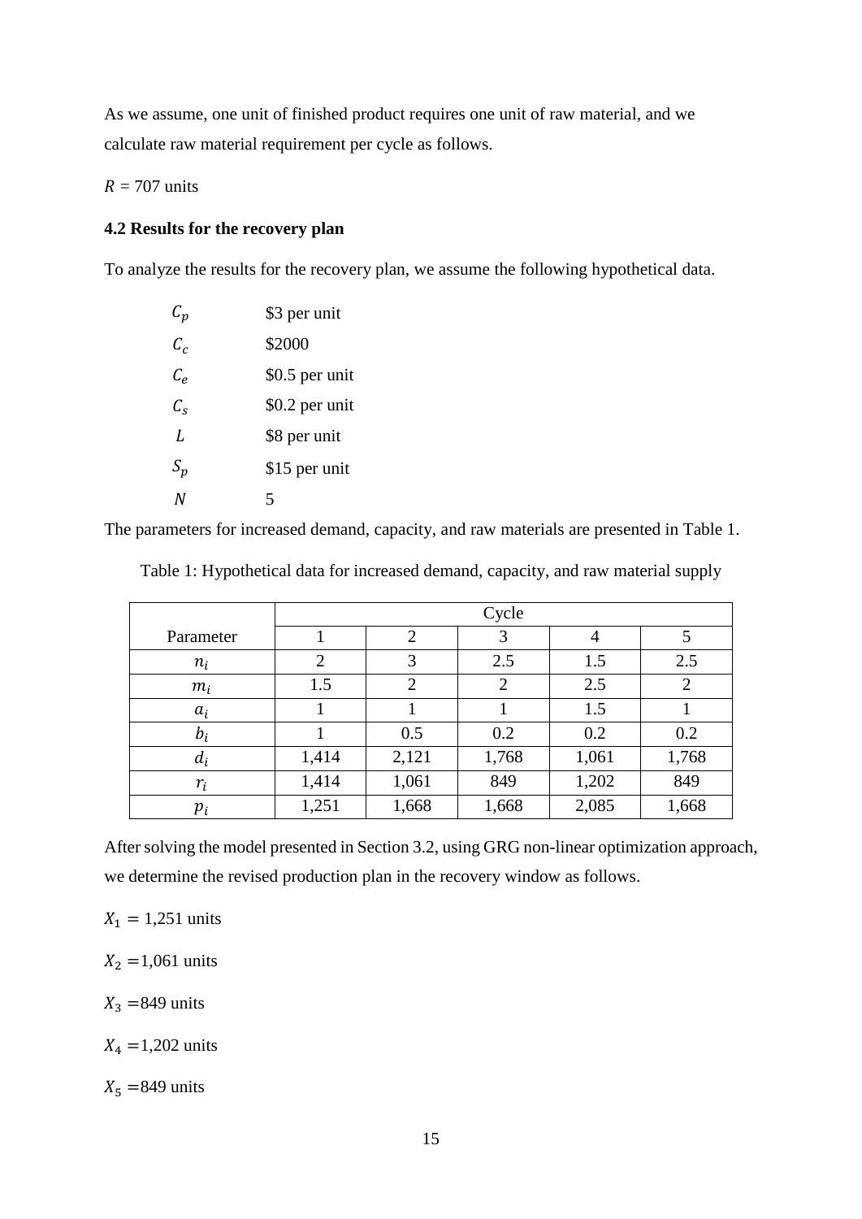As we assume, one unit of finished product requires one unit of raw material, and we calculate raw material requirement per cycle as follows.

$R$ = 707 units

### 4.2 Results for the recovery plan

To analyze the results for the recovery plan, we assume the following hypothetical data.

| | |
|---|---|
| $C_p$ | \$3 per unit |
| $C_c$ | \$2000 |
| $C_e$ | \$0.5 per unit |
| $C_s$ | \$0.2 per unit |
| $L$ | \$8 per unit |
| $S_p$ | \$15 per unit |
| $N$ | 5 |

The parameters for increased demand, capacity, and raw materials are presented in Table 1.

Table 1: Hypothetical data for increased demand, capacity, and raw material supply

| | Cycle | | | | |
|---|---|---|---|---|---|
| Parameter | 1 | 2 | 3 | 4 | 5 |
| $n_i$ | 2 | 3 | 2.5 | 1.5 | 2.5 |
| $m_i$ | 1.5 | 2 | 2 | 2.5 | 2 |
| $a_i$ | 1 | 1 | 1 | 1.5 | 1 |
| $b_i$ | 1 | 0.5 | 0.2 | 0.2 | 0.2 |
| $d_i$ | 1,414 | 2,121 | 1,768 | 1,061 | 1,768 |
| $r_i$ | 1,414 | 1,061 | 849 | 1,202 | 849 |
| $p_i$ | 1,251 | 1,668 | 1,668 | 2,085 | 1,668 |

After solving the model presented in Section 3.2, using GRG non-linear optimization approach, we determine the revised production plan in the recovery window as follows.

$X_1$ = 1,251 units

$X_2$ = 1,061 units

$X_3$ = 849 units

$X_4$ = 1,202 units

$X_5$ = 849 units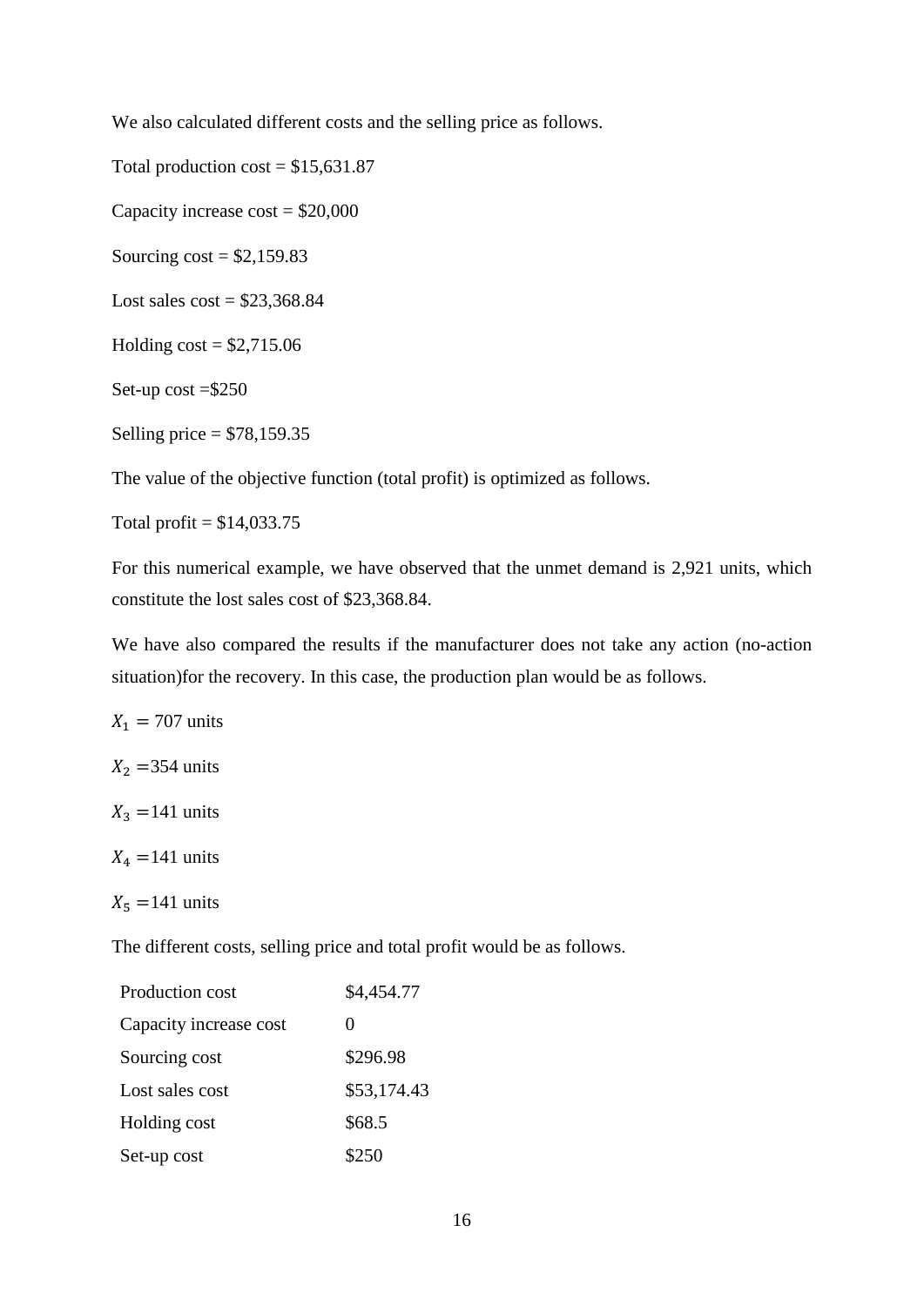We also calculated different costs and the selling price as follows.

Total production cost = $15,631.87

Capacity increase cost = $20,000

Sourcing cost = $2,159.83

Lost sales cost = $23,368.84

Holding cost = $2,715.06

Set-up cost =$250

Selling price = $78,159.35

The value of the objective function (total profit) is optimized as follows.

Total profit = $14,033.75

For this numerical example, we have observed that the unmet demand is 2,921 units, which constitute the lost sales cost of $23,368.84.

We have also compared the results if the manufacturer does not take any action (no-action situation)for the recovery. In this case, the production plan would be as follows.

$X_1 = 707$ units

$X_2 = 354$ units

$X_3 = 141$ units

$X_4 = 141$ units

$X_5 = 141$ units

The different costs, selling price and total profit would be as follows.

| | |
|---|---|
| Production cost | $4,454.77 |
| Capacity increase cost | 0 |
| Sourcing cost | $296.98 |
| Lost sales cost | $53,174.43 |
| Holding cost | $68.5 |
| Set-up cost | $250 |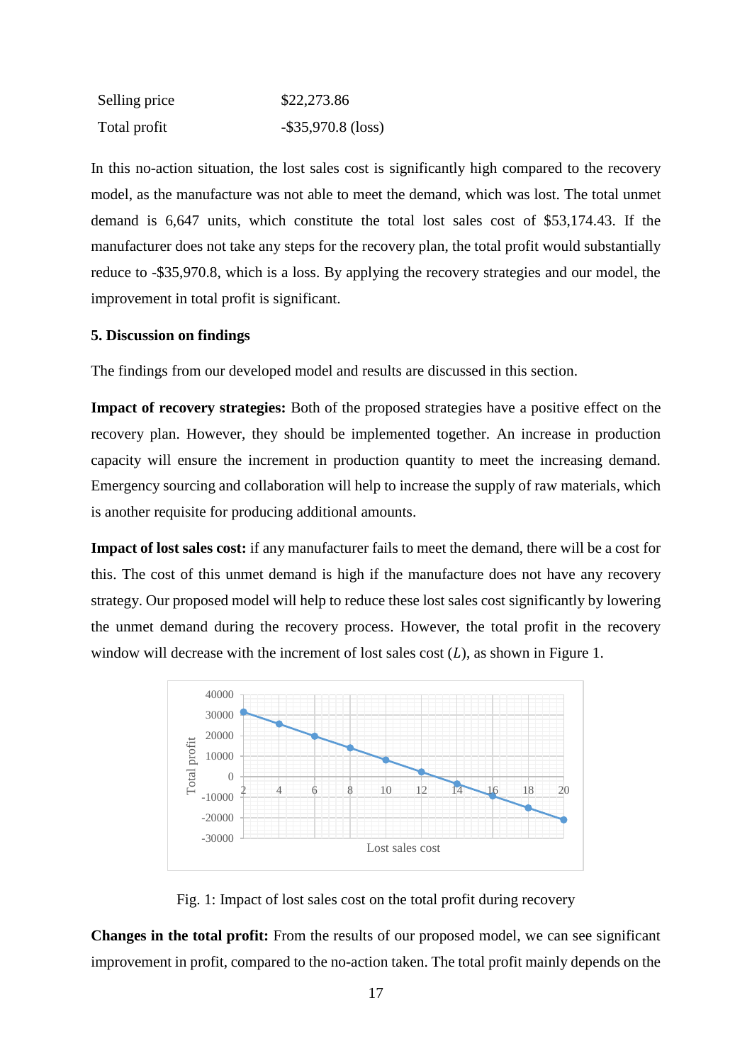| Selling price | $22,273.86 |
|---|---|
| Total profit | -$35,970.8 (loss) |

In this no-action situation, the lost sales cost is significantly high compared to the recovery model, as the manufacture was not able to meet the demand, which was lost. The total unmet demand is 6,647 units, which constitute the total lost sales cost of $53,174.43. If the manufacturer does not take any steps for the recovery plan, the total profit would substantially reduce to -$35,970.8, which is a loss. By applying the recovery strategies and our model, the improvement in total profit is significant.

### 5. Discussion on findings

The findings from our developed model and results are discussed in this section.

**Impact of recovery strategies:** Both of the proposed strategies have a positive effect on the recovery plan. However, they should be implemented together. An increase in production capacity will ensure the increment in production quantity to meet the increasing demand. Emergency sourcing and collaboration will help to increase the supply of raw materials, which is another requisite for producing additional amounts.

**Impact of lost sales cost:** if any manufacturer fails to meet the demand, there will be a cost for this. The cost of this unmet demand is high if the manufacture does not have any recovery strategy. Our proposed model will help to reduce these lost sales cost significantly by lowering the unmet demand during the recovery process. However, the total profit in the recovery window will decrease with the increment of lost sales cost ($L$), as shown in Figure 1.

Fig. 1: Impact of lost sales cost on the total profit during recovery

**Changes in the total profit:** From the results of our proposed model, we can see significant improvement in profit, compared to the no-action taken. The total profit mainly depends on the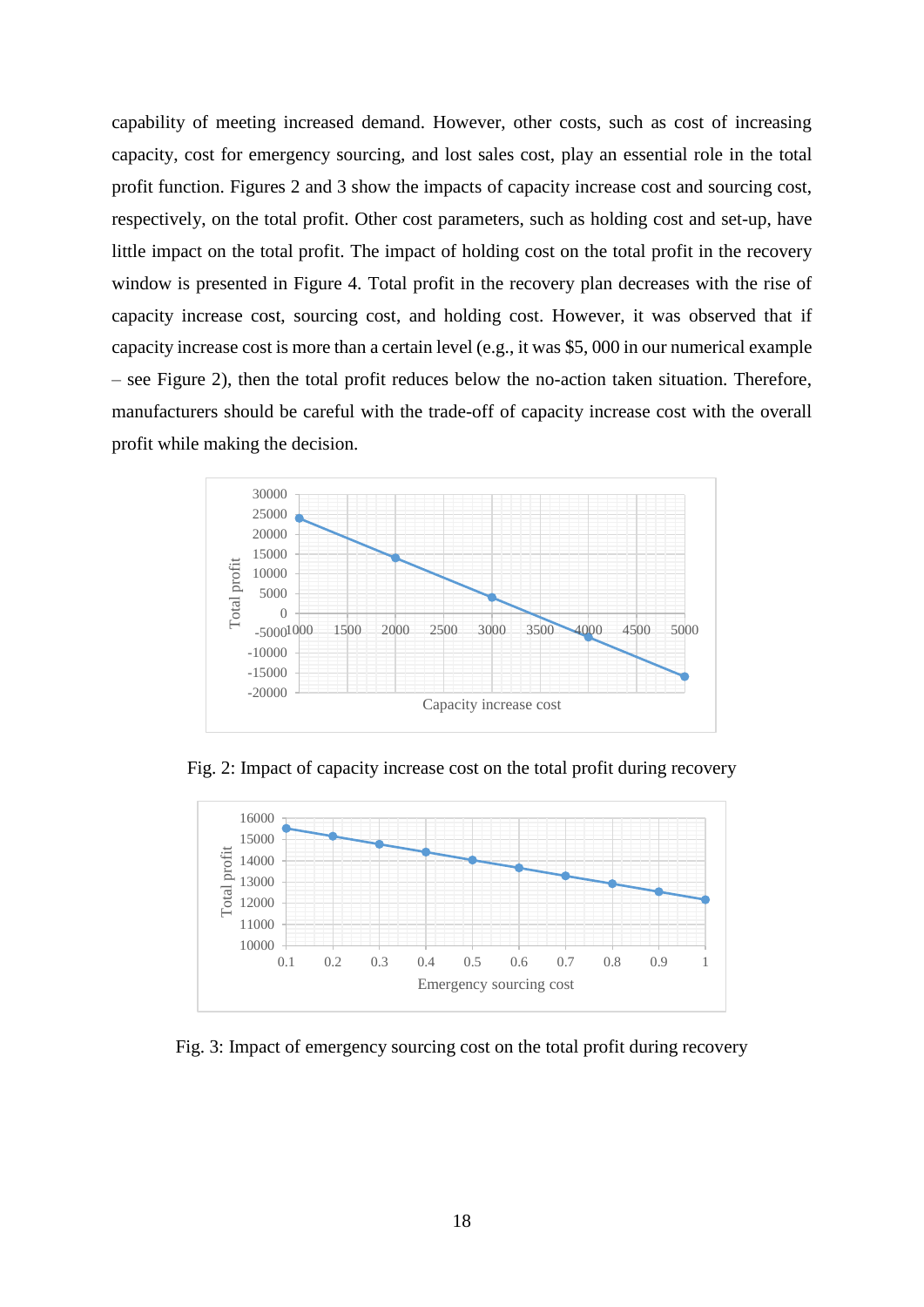capability of meeting increased demand. However, other costs, such as cost of increasing capacity, cost for emergency sourcing, and lost sales cost, play an essential role in the total profit function. Figures 2 and 3 show the impacts of capacity increase cost and sourcing cost, respectively, on the total profit. Other cost parameters, such as holding cost and set-up, have little impact on the total profit. The impact of holding cost on the total profit in the recovery window is presented in Figure 4. Total profit in the recovery plan decreases with the rise of capacity increase cost, sourcing cost, and holding cost. However, it was observed that if capacity increase cost is more than a certain level (e.g., it was $5, 000 in our numerical example – see Figure 2), then the total profit reduces below the no-action taken situation. Therefore, manufacturers should be careful with the trade-off of capacity increase cost with the overall profit while making the decision.

Fig. 2: Impact of capacity increase cost on the total profit during recovery

Fig. 3: Impact of emergency sourcing cost on the total profit during recovery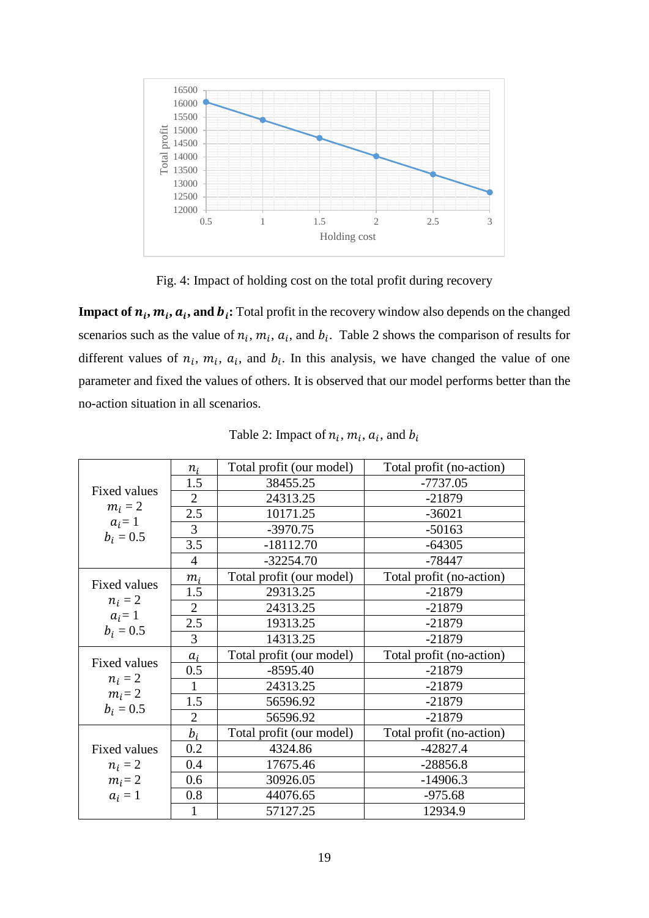Fig. 4: Impact of holding cost on the total profit during recovery

**Impact of $n_i$, $m_i$, $a_i$, and $b_i$:** Total profit in the recovery window also depends on the changed scenarios such as the value of $n_i$, $m_i$, $a_i$, and $b_i$. Table 2 shows the comparison of results for different values of $n_i$, $m_i$, $a_i$, and $b_i$. In this analysis, we have changed the value of one parameter and fixed the values of others. It is observed that our model performs better than the no-action situation in all scenarios.

Table 2: Impact of $n_i$, $m_i$, $a_i$, and $b_i$

| | $n_i$ | Total profit (our model) | Total profit (no-action) |
|---|---|---|---|
| Fixed values $m_i = 2$ $a_i = 1$ $b_i = 0.5$ | 1.5 | 38455.25 | -7737.05 |
| | 2 | 24313.25 | -21879 |
| | 2.5 | 10171.25 | -36021 |
| | 3 | -3970.75 | -50163 |
| | 3.5 | -18112.70 | -64305 |
| | 4 | -32254.70 | -78447 |
| | $m_i$ | Total profit (our model) | Total profit (no-action) |
| Fixed values $n_i = 2$ $a_i = 1$ $b_i = 0.5$ | 1.5 | 29313.25 | -21879 |
| | 2 | 24313.25 | -21879 |
| | 2.5 | 19313.25 | -21879 |
| | 3 | 14313.25 | -21879 |
| | $a_i$ | Total profit (our model) | Total profit (no-action) |
| Fixed values $n_i = 2$ $m_i = 2$ $b_i = 0.5$ | 0.5 | -8595.40 | -21879 |
| | 1 | 24313.25 | -21879 |
| | 1.5 | 56596.92 | -21879 |
| | 2 | 56596.92 | -21879 |
| | $b_i$ | Total profit (our model) | Total profit (no-action) |
| Fixed values $n_i = 2$ $m_i = 2$ $a_i = 1$ | 0.2 | 4324.86 | -42827.4 |
| | 0.4 | 17675.46 | -28856.8 |
| | 0.6 | 30926.05 | -14906.3 |
| | 0.8 | 44076.65 | -975.68 |
| | 1 | 57127.25 | 12934.9 |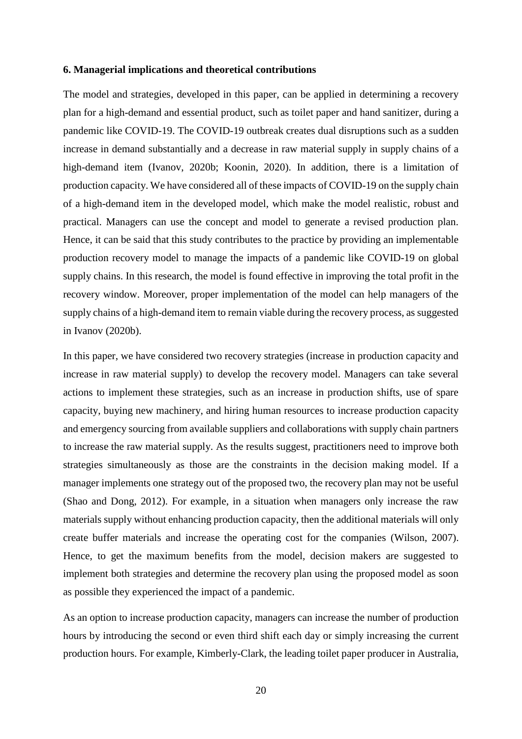### 6. Managerial implications and theoretical contributions

The model and strategies, developed in this paper, can be applied in determining a recovery plan for a high-demand and essential product, such as toilet paper and hand sanitizer, during a pandemic like COVID-19. The COVID-19 outbreak creates dual disruptions such as a sudden increase in demand substantially and a decrease in raw material supply in supply chains of a high-demand item (Ivanov, 2020b; Koonin, 2020). In addition, there is a limitation of production capacity. We have considered all of these impacts of COVID-19 on the supply chain of a high-demand item in the developed model, which make the model realistic, robust and practical. Managers can use the concept and model to generate a revised production plan. Hence, it can be said that this study contributes to the practice by providing an implementable production recovery model to manage the impacts of a pandemic like COVID-19 on global supply chains. In this research, the model is found effective in improving the total profit in the recovery window. Moreover, proper implementation of the model can help managers of the supply chains of a high-demand item to remain viable during the recovery process, as suggested in Ivanov (2020b).

In this paper, we have considered two recovery strategies (increase in production capacity and increase in raw material supply) to develop the recovery model. Managers can take several actions to implement these strategies, such as an increase in production shifts, use of spare capacity, buying new machinery, and hiring human resources to increase production capacity and emergency sourcing from available suppliers and collaborations with supply chain partners to increase the raw material supply. As the results suggest, practitioners need to improve both strategies simultaneously as those are the constraints in the decision making model. If a manager implements one strategy out of the proposed two, the recovery plan may not be useful (Shao and Dong, 2012). For example, in a situation when managers only increase the raw materials supply without enhancing production capacity, then the additional materials will only create buffer materials and increase the operating cost for the companies (Wilson, 2007). Hence, to get the maximum benefits from the model, decision makers are suggested to implement both strategies and determine the recovery plan using the proposed model as soon as possible they experienced the impact of a pandemic.

As an option to increase production capacity, managers can increase the number of production hours by introducing the second or even third shift each day or simply increasing the current production hours. For example, Kimberly-Clark, the leading toilet paper producer in Australia,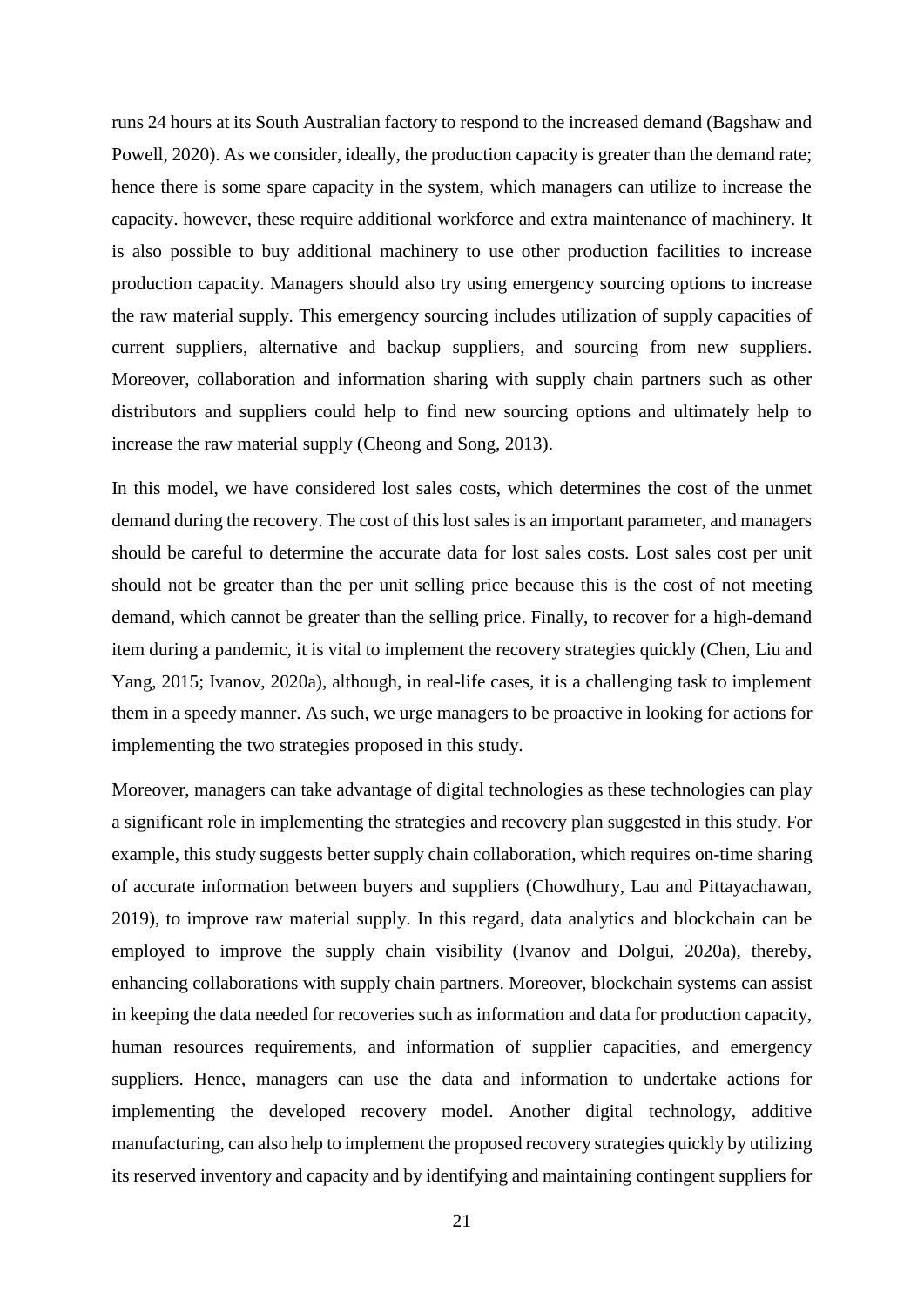runs 24 hours at its South Australian factory to respond to the increased demand (Bagshaw and Powell, 2020). As we consider, ideally, the production capacity is greater than the demand rate; hence there is some spare capacity in the system, which managers can utilize to increase the capacity. however, these require additional workforce and extra maintenance of machinery. It is also possible to buy additional machinery to use other production facilities to increase production capacity. Managers should also try using emergency sourcing options to increase the raw material supply. This emergency sourcing includes utilization of supply capacities of current suppliers, alternative and backup suppliers, and sourcing from new suppliers. Moreover, collaboration and information sharing with supply chain partners such as other distributors and suppliers could help to find new sourcing options and ultimately help to increase the raw material supply (Cheong and Song, 2013).

In this model, we have considered lost sales costs, which determines the cost of the unmet demand during the recovery. The cost of this lost sales is an important parameter, and managers should be careful to determine the accurate data for lost sales costs. Lost sales cost per unit should not be greater than the per unit selling price because this is the cost of not meeting demand, which cannot be greater than the selling price. Finally, to recover for a high-demand item during a pandemic, it is vital to implement the recovery strategies quickly (Chen, Liu and Yang, 2015; Ivanov, 2020a), although, in real-life cases, it is a challenging task to implement them in a speedy manner. As such, we urge managers to be proactive in looking for actions for implementing the two strategies proposed in this study.

Moreover, managers can take advantage of digital technologies as these technologies can play a significant role in implementing the strategies and recovery plan suggested in this study. For example, this study suggests better supply chain collaboration, which requires on-time sharing of accurate information between buyers and suppliers (Chowdhury, Lau and Pittayachawan, 2019), to improve raw material supply. In this regard, data analytics and blockchain can be employed to improve the supply chain visibility (Ivanov and Dolgui, 2020a), thereby, enhancing collaborations with supply chain partners. Moreover, blockchain systems can assist in keeping the data needed for recoveries such as information and data for production capacity, human resources requirements, and information of supplier capacities, and emergency suppliers. Hence, managers can use the data and information to undertake actions for implementing the developed recovery model. Another digital technology, additive manufacturing, can also help to implement the proposed recovery strategies quickly by utilizing its reserved inventory and capacity and by identifying and maintaining contingent suppliers for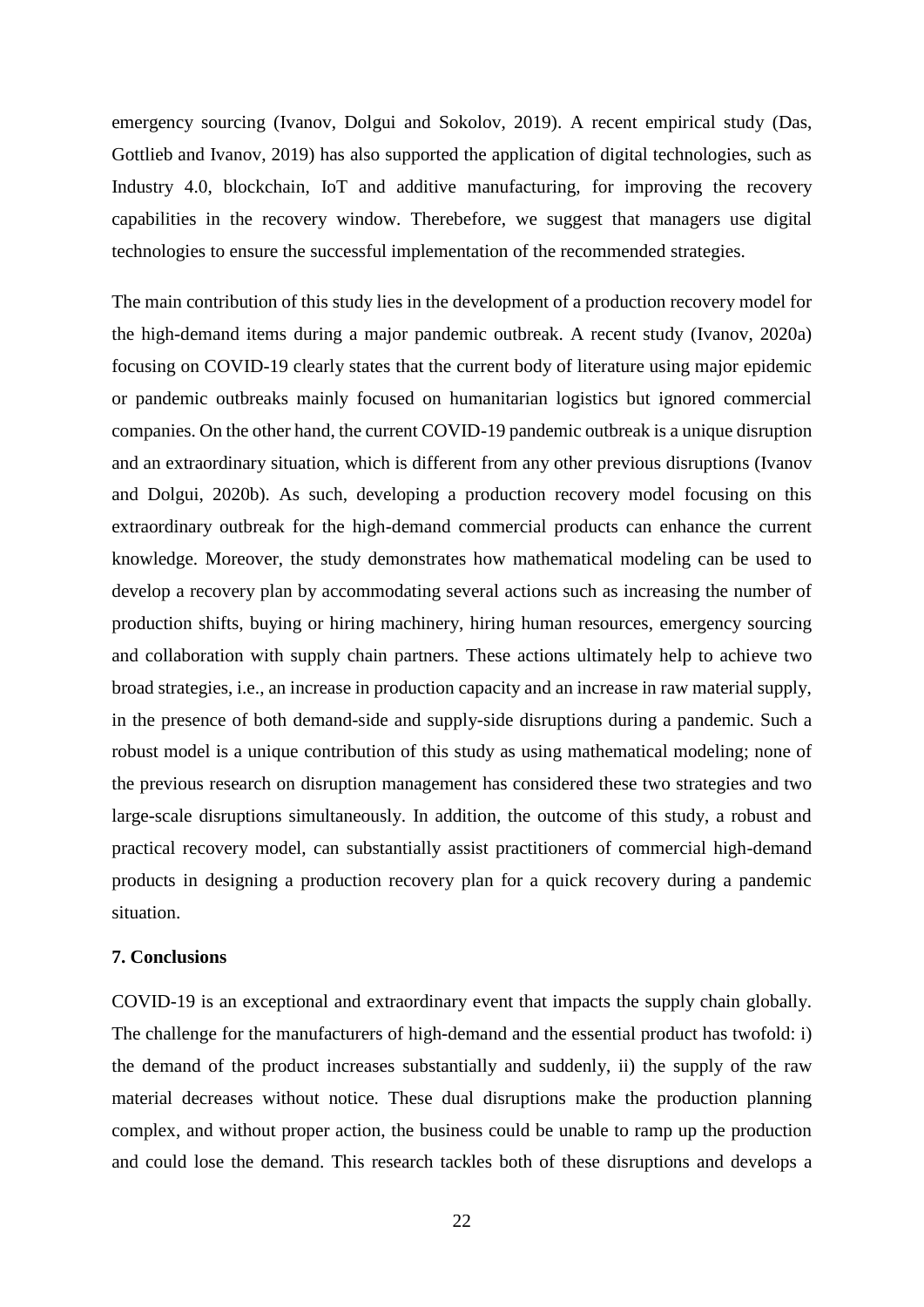emergency sourcing (Ivanov, Dolgui and Sokolov, 2019). A recent empirical study (Das, Gottlieb and Ivanov, 2019) has also supported the application of digital technologies, such as Industry 4.0, blockchain, IoT and additive manufacturing, for improving the recovery capabilities in the recovery window. Therebefore, we suggest that managers use digital technologies to ensure the successful implementation of the recommended strategies.

The main contribution of this study lies in the development of a production recovery model for the high-demand items during a major pandemic outbreak. A recent study (Ivanov, 2020a) focusing on COVID-19 clearly states that the current body of literature using major epidemic or pandemic outbreaks mainly focused on humanitarian logistics but ignored commercial companies. On the other hand, the current COVID-19 pandemic outbreak is a unique disruption and an extraordinary situation, which is different from any other previous disruptions (Ivanov and Dolgui, 2020b). As such, developing a production recovery model focusing on this extraordinary outbreak for the high-demand commercial products can enhance the current knowledge. Moreover, the study demonstrates how mathematical modeling can be used to develop a recovery plan by accommodating several actions such as increasing the number of production shifts, buying or hiring machinery, hiring human resources, emergency sourcing and collaboration with supply chain partners. These actions ultimately help to achieve two broad strategies, i.e., an increase in production capacity and an increase in raw material supply, in the presence of both demand-side and supply-side disruptions during a pandemic. Such a robust model is a unique contribution of this study as using mathematical modeling; none of the previous research on disruption management has considered these two strategies and two large-scale disruptions simultaneously. In addition, the outcome of this study, a robust and practical recovery model, can substantially assist practitioners of commercial high-demand products in designing a production recovery plan for a quick recovery during a pandemic situation.

## 7. Conclusions

COVID-19 is an exceptional and extraordinary event that impacts the supply chain globally. The challenge for the manufacturers of high-demand and the essential product has twofold: i) the demand of the product increases substantially and suddenly, ii) the supply of the raw material decreases without notice. These dual disruptions make the production planning complex, and without proper action, the business could be unable to ramp up the production and could lose the demand. This research tackles both of these disruptions and develops a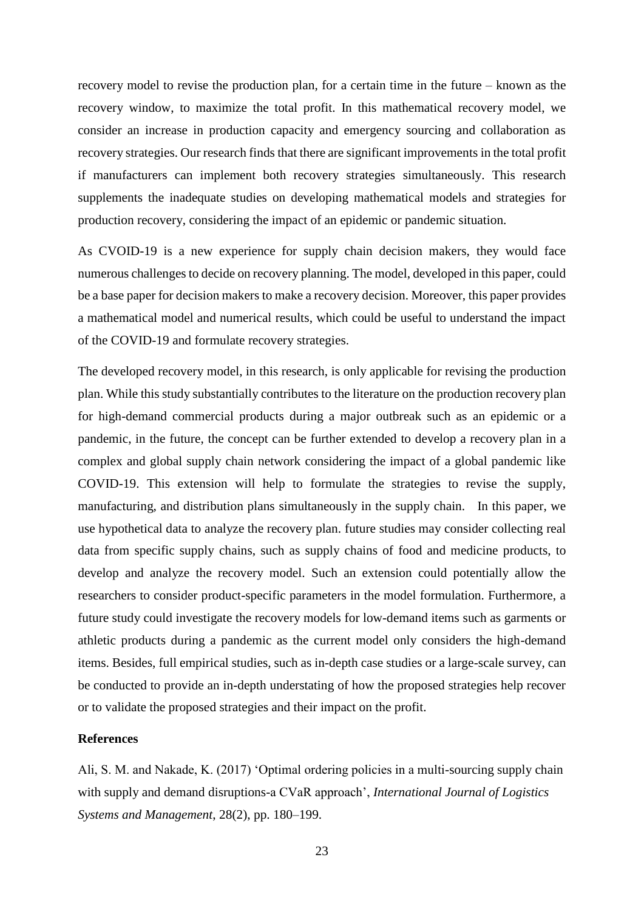recovery model to revise the production plan, for a certain time in the future – known as the recovery window, to maximize the total profit. In this mathematical recovery model, we consider an increase in production capacity and emergency sourcing and collaboration as recovery strategies. Our research finds that there are significant improvements in the total profit if manufacturers can implement both recovery strategies simultaneously. This research supplements the inadequate studies on developing mathematical models and strategies for production recovery, considering the impact of an epidemic or pandemic situation.

As CVOID-19 is a new experience for supply chain decision makers, they would face numerous challenges to decide on recovery planning. The model, developed in this paper, could be a base paper for decision makers to make a recovery decision. Moreover, this paper provides a mathematical model and numerical results, which could be useful to understand the impact of the COVID-19 and formulate recovery strategies.

The developed recovery model, in this research, is only applicable for revising the production plan. While this study substantially contributes to the literature on the production recovery plan for high-demand commercial products during a major outbreak such as an epidemic or a pandemic, in the future, the concept can be further extended to develop a recovery plan in a complex and global supply chain network considering the impact of a global pandemic like COVID-19. This extension will help to formulate the strategies to revise the supply, manufacturing, and distribution plans simultaneously in the supply chain. In this paper, we use hypothetical data to analyze the recovery plan. future studies may consider collecting real data from specific supply chains, such as supply chains of food and medicine products, to develop and analyze the recovery model. Such an extension could potentially allow the researchers to consider product-specific parameters in the model formulation. Furthermore, a future study could investigate the recovery models for low-demand items such as garments or athletic products during a pandemic as the current model only considers the high-demand items. Besides, full empirical studies, such as in-depth case studies or a large-scale survey, can be conducted to provide an in-depth understating of how the proposed strategies help recover or to validate the proposed strategies and their impact on the profit.

## References

Ali, S. M. and Nakade, K. (2017) 'Optimal ordering policies in a multi-sourcing supply chain with supply and demand disruptions-a CVaR approach', *International Journal of Logistics Systems and Management*, 28(2), pp. 180–199.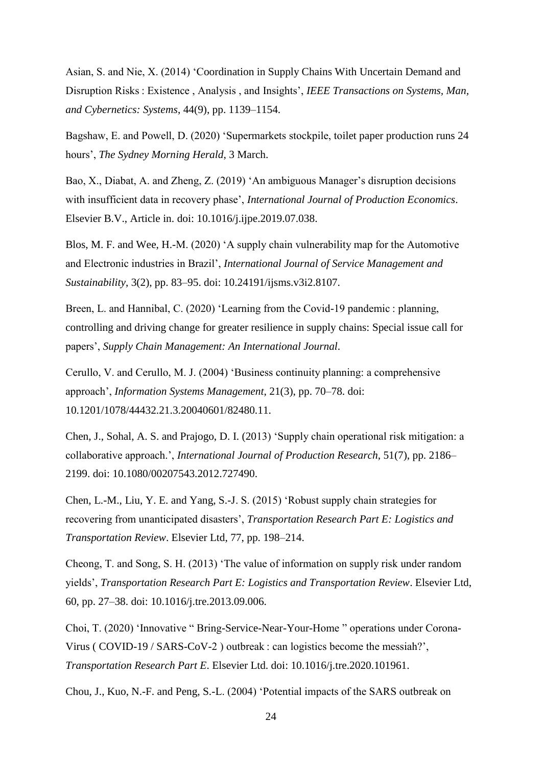Asian, S. and Nie, X. (2014) 'Coordination in Supply Chains With Uncertain Demand and Disruption Risks : Existence , Analysis , and Insights', *IEEE Transactions on Systems, Man, and Cybernetics: Systems*, 44(9), pp. 1139–1154.

Bagshaw, E. and Powell, D. (2020) 'Supermarkets stockpile, toilet paper production runs 24 hours', *The Sydney Morning Herald*, 3 March.

Bao, X., Diabat, A. and Zheng, Z. (2019) 'An ambiguous Manager's disruption decisions with insufficient data in recovery phase', *International Journal of Production Economics*. Elsevier B.V., Article in. doi: 10.1016/j.ijpe.2019.07.038.

Blos, M. F. and Wee, H.-M. (2020) 'A supply chain vulnerability map for the Automotive and Electronic industries in Brazil', *International Journal of Service Management and Sustainability*, 3(2), pp. 83–95. doi: 10.24191/ijsms.v3i2.8107.

Breen, L. and Hannibal, C. (2020) 'Learning from the Covid-19 pandemic : planning, controlling and driving change for greater resilience in supply chains: Special issue call for papers', *Supply Chain Management: An International Journal*.

Cerullo, V. and Cerullo, M. J. (2004) 'Business continuity planning: a comprehensive approach', *Information Systems Management*, 21(3), pp. 70–78. doi: 10.1201/1078/44432.21.3.20040601/82480.11.

Chen, J., Sohal, A. S. and Prajogo, D. I. (2013) 'Supply chain operational risk mitigation: a collaborative approach.', *International Journal of Production Research*, 51(7), pp. 2186–2199. doi: 10.1080/00207543.2012.727490.

Chen, L.-M., Liu, Y. E. and Yang, S.-J. S. (2015) 'Robust supply chain strategies for recovering from unanticipated disasters', *Transportation Research Part E: Logistics and Transportation Review*. Elsevier Ltd, 77, pp. 198–214.

Cheong, T. and Song, S. H. (2013) 'The value of information on supply risk under random yields', *Transportation Research Part E: Logistics and Transportation Review*. Elsevier Ltd, 60, pp. 27–38. doi: 10.1016/j.tre.2013.09.006.

Choi, T. (2020) 'Innovative " Bring-Service-Near-Your-Home " operations under Corona-Virus ( COVID-19 / SARS-CoV-2 ) outbreak : can logistics become the messiah?', *Transportation Research Part E*. Elsevier Ltd. doi: 10.1016/j.tre.2020.101961.

Chou, J., Kuo, N.-F. and Peng, S.-L. (2004) 'Potential impacts of the SARS outbreak on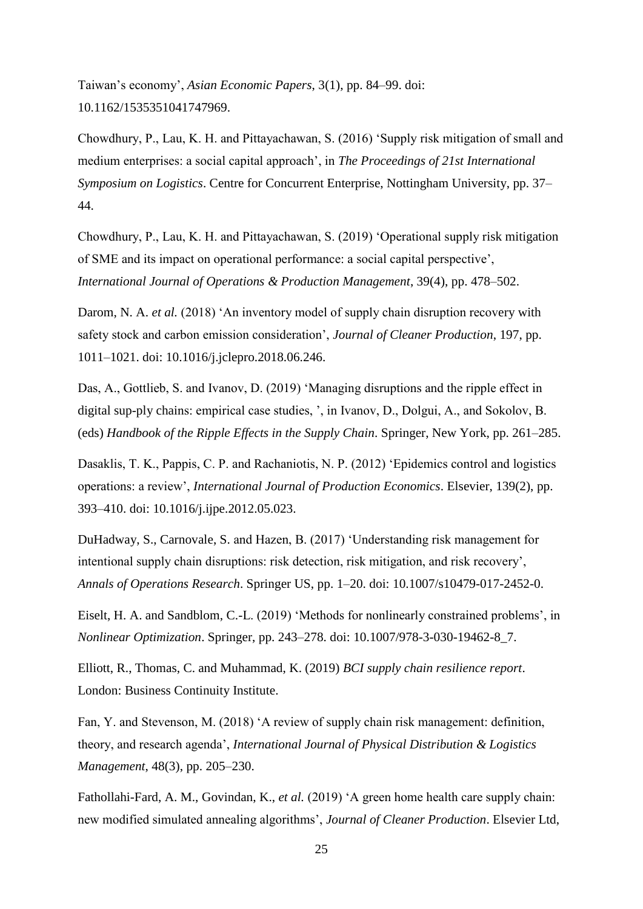Taiwan’s economy’, *Asian Economic Papers*, 3(1), pp. 84–99. doi: 10.1162/1535351041747969.

Chowdhury, P., Lau, K. H. and Pittayachawan, S. (2016) ‘Supply risk mitigation of small and medium enterprises: a social capital approach’, in *The Proceedings of 21st International Symposium on Logistics*. Centre for Concurrent Enterprise, Nottingham University, pp. 37–44.

Chowdhury, P., Lau, K. H. and Pittayachawan, S. (2019) ‘Operational supply risk mitigation of SME and its impact on operational performance: a social capital perspective’, *International Journal of Operations & Production Management*, 39(4), pp. 478–502.

Darom, N. A. *et al.* (2018) ‘An inventory model of supply chain disruption recovery with safety stock and carbon emission consideration’, *Journal of Cleaner Production*, 197, pp. 1011–1021. doi: 10.1016/j.jclepro.2018.06.246.

Das, A., Gottlieb, S. and Ivanov, D. (2019) ‘Managing disruptions and the ripple effect in digital sup-ply chains: empirical case studies, ’, in Ivanov, D., Dolgui, A., and Sokolov, B. (eds) *Handbook of the Ripple Effects in the Supply Chain*. Springer, New York, pp. 261–285.

Dasaklis, T. K., Pappis, C. P. and Rachaniotis, N. P. (2012) ‘Epidemics control and logistics operations: a review’, *International Journal of Production Economics*. Elsevier, 139(2), pp. 393–410. doi: 10.1016/j.ijpe.2012.05.023.

DuHadway, S., Carnovale, S. and Hazen, B. (2017) ‘Understanding risk management for intentional supply chain disruptions: risk detection, risk mitigation, and risk recovery’, *Annals of Operations Research*. Springer US, pp. 1–20. doi: 10.1007/s10479-017-2452-0.

Eiselt, H. A. and Sandblom, C.-L. (2019) ‘Methods for nonlinearly constrained problems’, in *Nonlinear Optimization*. Springer, pp. 243–278. doi: 10.1007/978-3-030-19462-8_7.

Elliott, R., Thomas, C. and Muhammad, K. (2019) *BCI supply chain resilience report*. London: Business Continuity Institute.

Fan, Y. and Stevenson, M. (2018) ‘A review of supply chain risk management: definition, theory, and research agenda’, *International Journal of Physical Distribution & Logistics Management*, 48(3), pp. 205–230.

Fathollahi-Fard, A. M., Govindan, K., *et al.* (2019) ‘A green home health care supply chain: new modified simulated annealing algorithms’, *Journal of Cleaner Production*. Elsevier Ltd,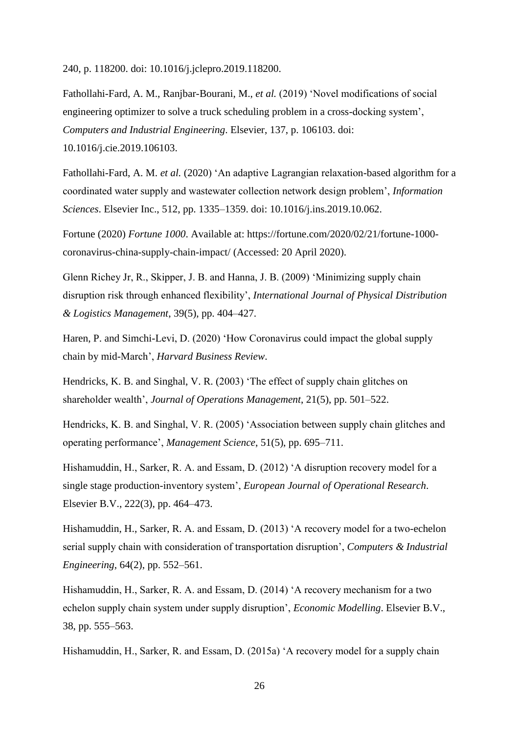240, p. 118200. doi: 10.1016/j.jclepro.2019.118200.

Fathollahi-Fard, A. M., Ranjbar-Bourani, M., *et al.* (2019) 'Novel modifications of social engineering optimizer to solve a truck scheduling problem in a cross-docking system', *Computers and Industrial Engineering*. Elsevier, 137, p. 106103. doi: 10.1016/j.cie.2019.106103.

Fathollahi-Fard, A. M. *et al.* (2020) 'An adaptive Lagrangian relaxation-based algorithm for a coordinated water supply and wastewater collection network design problem', *Information Sciences*. Elsevier Inc., 512, pp. 1335–1359. doi: 10.1016/j.ins.2019.10.062.

Fortune (2020) *Fortune 1000*. Available at: https://fortune.com/2020/02/21/fortune-1000-coronavirus-china-supply-chain-impact/ (Accessed: 20 April 2020).

Glenn Richey Jr, R., Skipper, J. B. and Hanna, J. B. (2009) 'Minimizing supply chain disruption risk through enhanced flexibility', *International Journal of Physical Distribution & Logistics Management*, 39(5), pp. 404–427.

Haren, P. and Simchi-Levi, D. (2020) 'How Coronavirus could impact the global supply chain by mid-March', *Harvard Business Review*.

Hendricks, K. B. and Singhal, V. R. (2003) 'The effect of supply chain glitches on shareholder wealth', *Journal of Operations Management*, 21(5), pp. 501–522.

Hendricks, K. B. and Singhal, V. R. (2005) 'Association between supply chain glitches and operating performance', *Management Science*, 51(5), pp. 695–711.

Hishamuddin, H., Sarker, R. A. and Essam, D. (2012) 'A disruption recovery model for a single stage production-inventory system', *European Journal of Operational Research*. Elsevier B.V., 222(3), pp. 464–473.

Hishamuddin, H., Sarker, R. A. and Essam, D. (2013) 'A recovery model for a two-echelon serial supply chain with consideration of transportation disruption', *Computers & Industrial Engineering*, 64(2), pp. 552–561.

Hishamuddin, H., Sarker, R. A. and Essam, D. (2014) 'A recovery mechanism for a two echelon supply chain system under supply disruption', *Economic Modelling*. Elsevier B.V., 38, pp. 555–563.

Hishamuddin, H., Sarker, R. and Essam, D. (2015a) 'A recovery model for a supply chain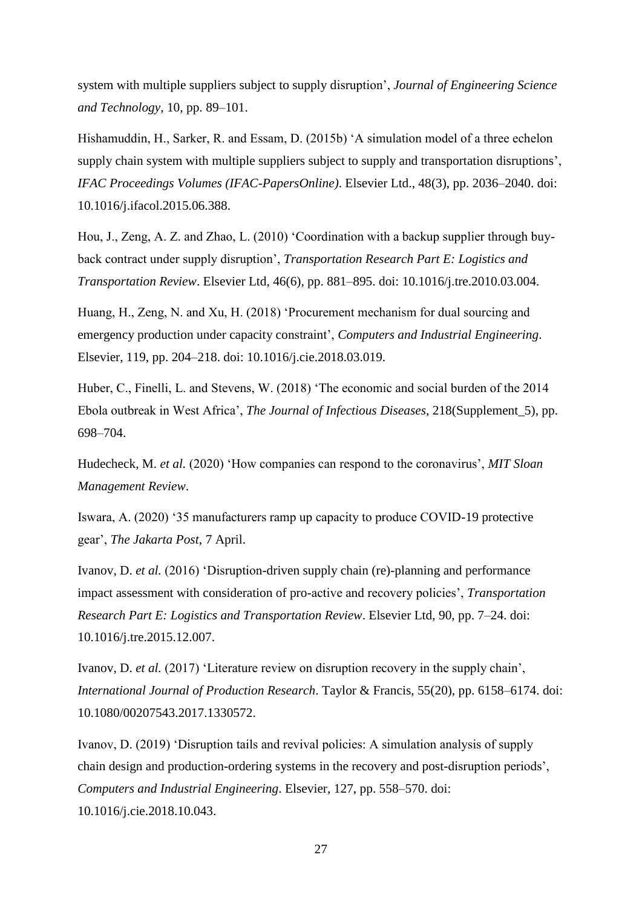system with multiple suppliers subject to supply disruption', *Journal of Engineering Science and Technology*, 10, pp. 89–101.

Hishamuddin, H., Sarker, R. and Essam, D. (2015b) 'A simulation model of a three echelon supply chain system with multiple suppliers subject to supply and transportation disruptions', *IFAC Proceedings Volumes (IFAC-PapersOnline)*. Elsevier Ltd., 48(3), pp. 2036–2040. doi: 10.1016/j.ifacol.2015.06.388.

Hou, J., Zeng, A. Z. and Zhao, L. (2010) 'Coordination with a backup supplier through buy-back contract under supply disruption', *Transportation Research Part E: Logistics and Transportation Review*. Elsevier Ltd, 46(6), pp. 881–895. doi: 10.1016/j.tre.2010.03.004.

Huang, H., Zeng, N. and Xu, H. (2018) 'Procurement mechanism for dual sourcing and emergency production under capacity constraint', *Computers and Industrial Engineering*. Elsevier, 119, pp. 204–218. doi: 10.1016/j.cie.2018.03.019.

Huber, C., Finelli, L. and Stevens, W. (2018) 'The economic and social burden of the 2014 Ebola outbreak in West Africa', *The Journal of Infectious Diseases*, 218(Supplement_5), pp. 698–704.

Hudecheck, M. *et al.* (2020) 'How companies can respond to the coronavirus', *MIT Sloan Management Review*.

Iswara, A. (2020) '35 manufacturers ramp up capacity to produce COVID-19 protective gear', *The Jakarta Post*, 7 April.

Ivanov, D. *et al.* (2016) 'Disruption-driven supply chain (re)-planning and performance impact assessment with consideration of pro-active and recovery policies', *Transportation Research Part E: Logistics and Transportation Review*. Elsevier Ltd, 90, pp. 7–24. doi: 10.1016/j.tre.2015.12.007.

Ivanov, D. *et al.* (2017) 'Literature review on disruption recovery in the supply chain', *International Journal of Production Research*. Taylor & Francis, 55(20), pp. 6158–6174. doi: 10.1080/00207543.2017.1330572.

Ivanov, D. (2019) 'Disruption tails and revival policies: A simulation analysis of supply chain design and production-ordering systems in the recovery and post-disruption periods', *Computers and Industrial Engineering*. Elsevier, 127, pp. 558–570. doi: 10.1016/j.cie.2018.10.043.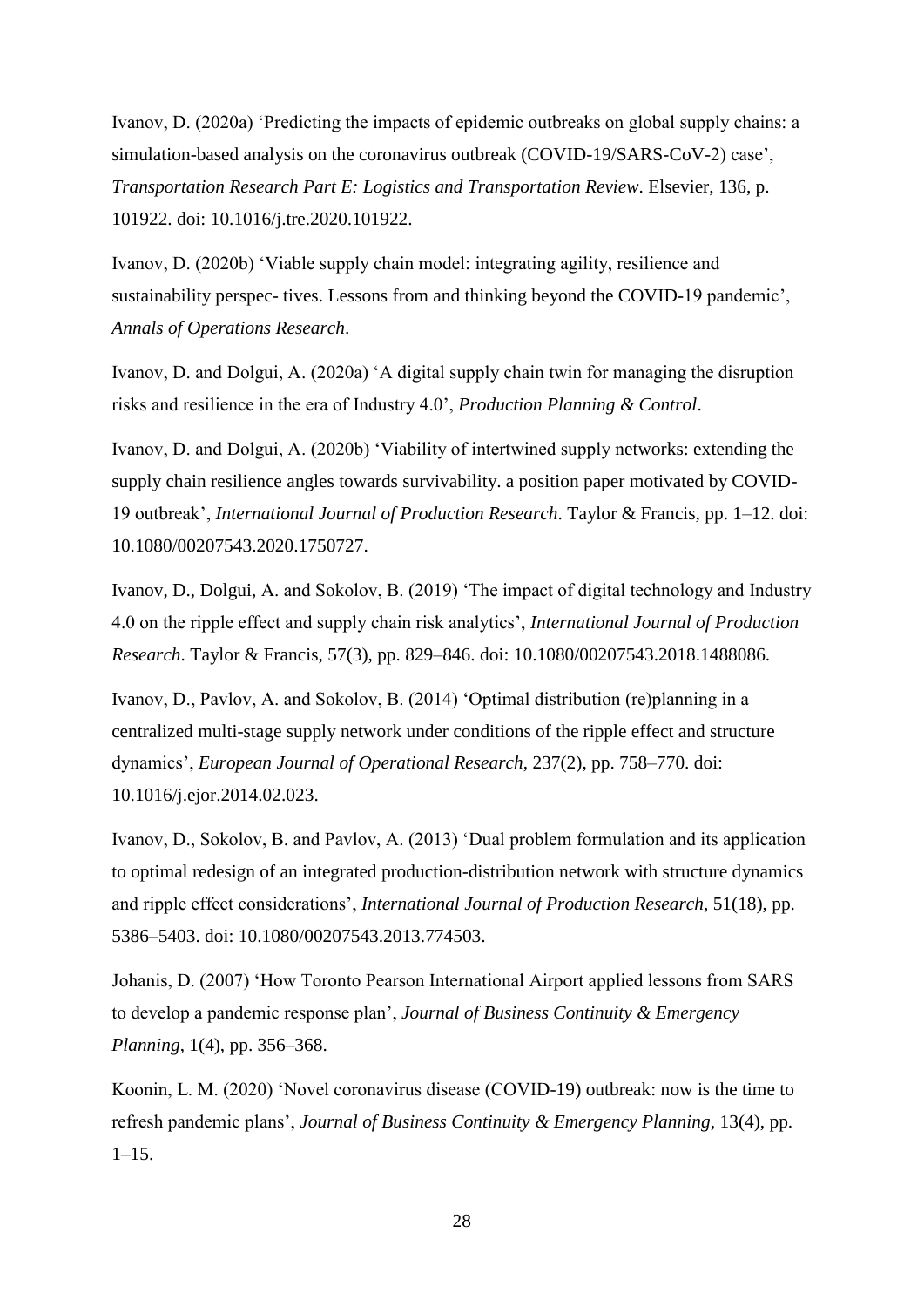Ivanov, D. (2020a) 'Predicting the impacts of epidemic outbreaks on global supply chains: a simulation-based analysis on the coronavirus outbreak (COVID-19/SARS-CoV-2) case', *Transportation Research Part E: Logistics and Transportation Review*. Elsevier, 136, p. 101922. doi: 10.1016/j.tre.2020.101922.

Ivanov, D. (2020b) 'Viable supply chain model: integrating agility, resilience and sustainability perspec- tives. Lessons from and thinking beyond the COVID-19 pandemic', *Annals of Operations Research*.

Ivanov, D. and Dolgui, A. (2020a) 'A digital supply chain twin for managing the disruption risks and resilience in the era of Industry 4.0', *Production Planning & Control*.

Ivanov, D. and Dolgui, A. (2020b) 'Viability of intertwined supply networks: extending the supply chain resilience angles towards survivability. a position paper motivated by COVID-19 outbreak', *International Journal of Production Research*. Taylor & Francis, pp. 1–12. doi: 10.1080/00207543.2020.1750727.

Ivanov, D., Dolgui, A. and Sokolov, B. (2019) 'The impact of digital technology and Industry 4.0 on the ripple effect and supply chain risk analytics', *International Journal of Production Research*. Taylor & Francis, 57(3), pp. 829–846. doi: 10.1080/00207543.2018.1488086.

Ivanov, D., Pavlov, A. and Sokolov, B. (2014) 'Optimal distribution (re)planning in a centralized multi-stage supply network under conditions of the ripple effect and structure dynamics', *European Journal of Operational Research*, 237(2), pp. 758–770. doi: 10.1016/j.ejor.2014.02.023.

Ivanov, D., Sokolov, B. and Pavlov, A. (2013) 'Dual problem formulation and its application to optimal redesign of an integrated production-distribution network with structure dynamics and ripple effect considerations', *International Journal of Production Research*, 51(18), pp. 5386–5403. doi: 10.1080/00207543.2013.774503.

Johanis, D. (2007) 'How Toronto Pearson International Airport applied lessons from SARS to develop a pandemic response plan', *Journal of Business Continuity & Emergency Planning*, 1(4), pp. 356–368.

Koonin, L. M. (2020) 'Novel coronavirus disease (COVID-19) outbreak: now is the time to refresh pandemic plans', *Journal of Business Continuity & Emergency Planning*, 13(4), pp. 1–15.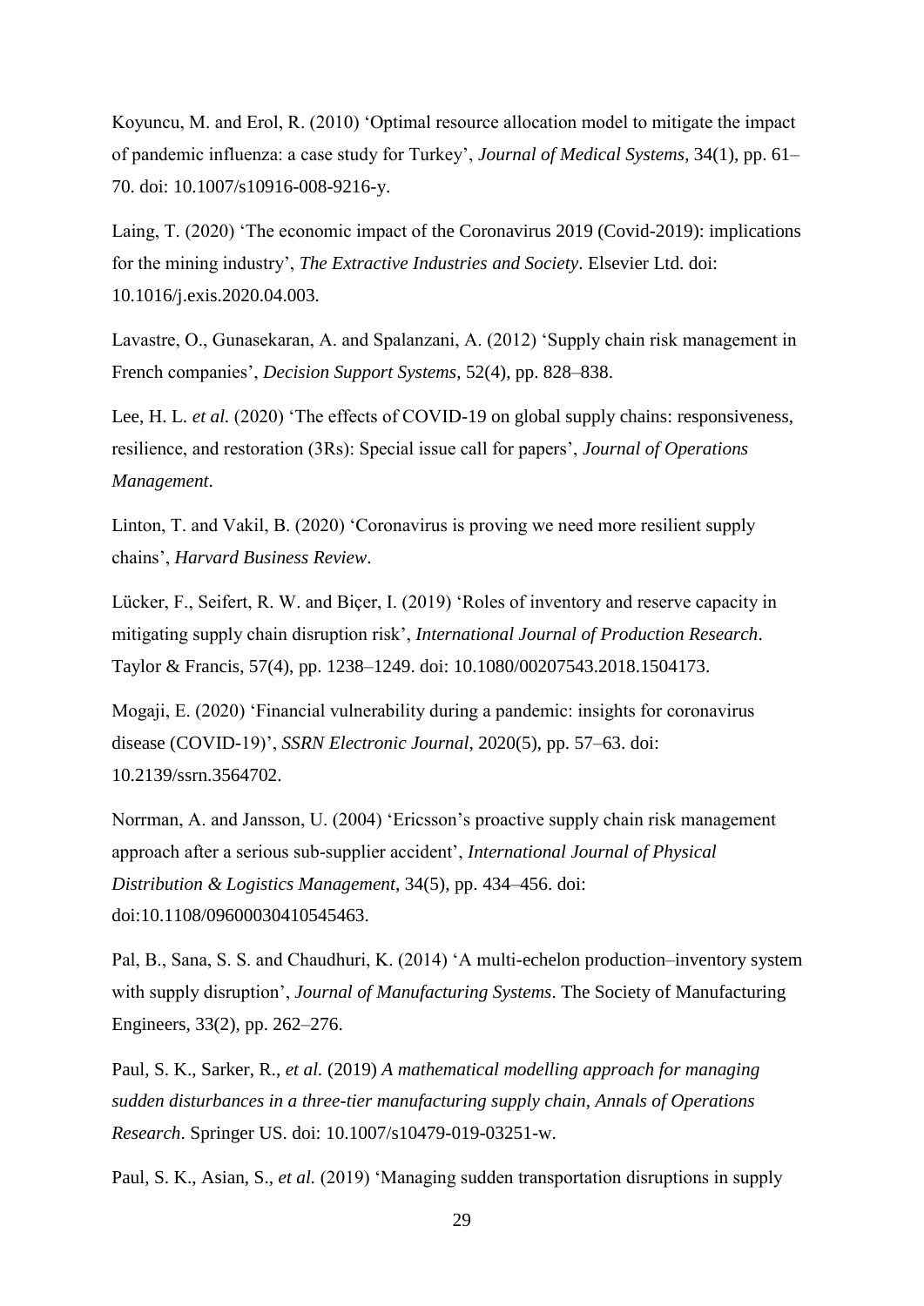Koyuncu, M. and Erol, R. (2010) ‘Optimal resource allocation model to mitigate the impact of pandemic influenza: a case study for Turkey’, *Journal of Medical Systems*, 34(1), pp. 61–70. doi: 10.1007/s10916-008-9216-y.

Laing, T. (2020) ‘The economic impact of the Coronavirus 2019 (Covid-2019): implications for the mining industry’, *The Extractive Industries and Society*. Elsevier Ltd. doi: 10.1016/j.exis.2020.04.003.

Lavastre, O., Gunasekaran, A. and Spalanzani, A. (2012) ‘Supply chain risk management in French companies’, *Decision Support Systems*, 52(4), pp. 828–838.

Lee, H. L. *et al.* (2020) ‘The effects of COVID-19 on global supply chains: responsiveness, resilience, and restoration (3Rs): Special issue call for papers’, *Journal of Operations Management*.

Linton, T. and Vakil, B. (2020) ‘Coronavirus is proving we need more resilient supply chains’, *Harvard Business Review*.

Lücker, F., Seifert, R. W. and Biçer, I. (2019) ‘Roles of inventory and reserve capacity in mitigating supply chain disruption risk’, *International Journal of Production Research*. Taylor & Francis, 57(4), pp. 1238–1249. doi: 10.1080/00207543.2018.1504173.

Mogaji, E. (2020) ‘Financial vulnerability during a pandemic: insights for coronavirus disease (COVID-19)’, *SSRN Electronic Journal*, 2020(5), pp. 57–63. doi: 10.2139/ssrn.3564702.

Norrman, A. and Jansson, U. (2004) ‘Ericsson’s proactive supply chain risk management approach after a serious sub-supplier accident’, *International Journal of Physical Distribution & Logistics Management*, 34(5), pp. 434–456. doi: doi:10.1108/09600030410545463.

Pal, B., Sana, S. S. and Chaudhuri, K. (2014) ‘A multi-echelon production–inventory system with supply disruption’, *Journal of Manufacturing Systems*. The Society of Manufacturing Engineers, 33(2), pp. 262–276.

Paul, S. K., Sarker, R., *et al.* (2019) *A mathematical modelling approach for managing sudden disturbances in a three-tier manufacturing supply chain*, *Annals of Operations Research*. Springer US. doi: 10.1007/s10479-019-03251-w.

Paul, S. K., Asian, S., *et al.* (2019) ‘Managing sudden transportation disruptions in supply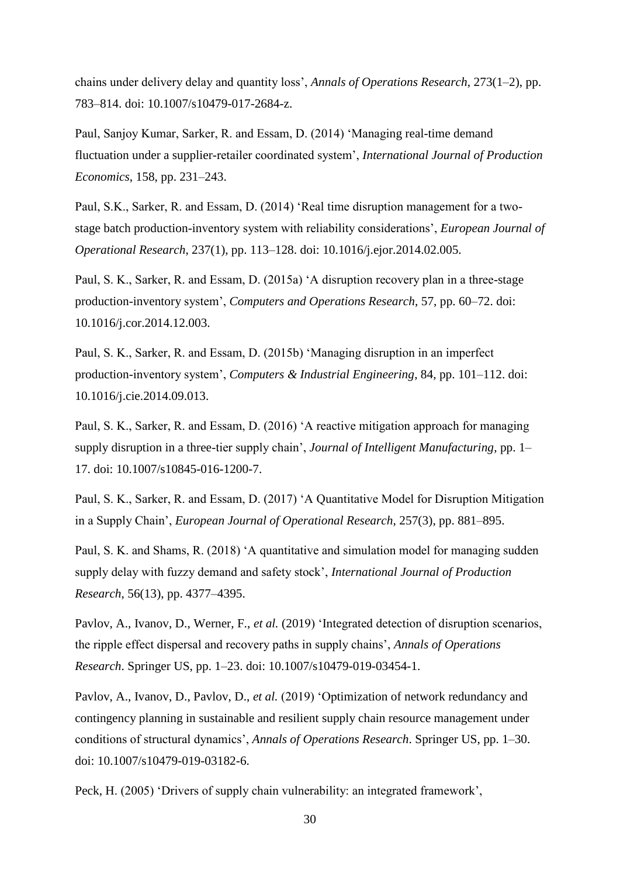chains under delivery delay and quantity loss', *Annals of Operations Research*, 273(1–2), pp. 783–814. doi: 10.1007/s10479-017-2684-z.

Paul, Sanjoy Kumar, Sarker, R. and Essam, D. (2014) 'Managing real-time demand fluctuation under a supplier-retailer coordinated system', *International Journal of Production Economics*, 158, pp. 231–243.

Paul, S.K., Sarker, R. and Essam, D. (2014) 'Real time disruption management for a two-stage batch production-inventory system with reliability considerations', *European Journal of Operational Research*, 237(1), pp. 113–128. doi: 10.1016/j.ejor.2014.02.005.

Paul, S. K., Sarker, R. and Essam, D. (2015a) 'A disruption recovery plan in a three-stage production-inventory system', *Computers and Operations Research*, 57, pp. 60–72. doi: 10.1016/j.cor.2014.12.003.

Paul, S. K., Sarker, R. and Essam, D. (2015b) 'Managing disruption in an imperfect production-inventory system', *Computers & Industrial Engineering*, 84, pp. 101–112. doi: 10.1016/j.cie.2014.09.013.

Paul, S. K., Sarker, R. and Essam, D. (2016) 'A reactive mitigation approach for managing supply disruption in a three-tier supply chain', *Journal of Intelligent Manufacturing*, pp. 1–17. doi: 10.1007/s10845-016-1200-7.

Paul, S. K., Sarker, R. and Essam, D. (2017) 'A Quantitative Model for Disruption Mitigation in a Supply Chain', *European Journal of Operational Research*, 257(3), pp. 881–895.

Paul, S. K. and Shams, R. (2018) 'A quantitative and simulation model for managing sudden supply delay with fuzzy demand and safety stock', *International Journal of Production Research*, 56(13), pp. 4377–4395.

Pavlov, A., Ivanov, D., Werner, F., *et al.* (2019) 'Integrated detection of disruption scenarios, the ripple effect dispersal and recovery paths in supply chains', *Annals of Operations Research*. Springer US, pp. 1–23. doi: 10.1007/s10479-019-03454-1.

Pavlov, A., Ivanov, D., Pavlov, D., *et al.* (2019) 'Optimization of network redundancy and contingency planning in sustainable and resilient supply chain resource management under conditions of structural dynamics', *Annals of Operations Research*. Springer US, pp. 1–30. doi: 10.1007/s10479-019-03182-6.

Peck, H. (2005) 'Drivers of supply chain vulnerability: an integrated framework',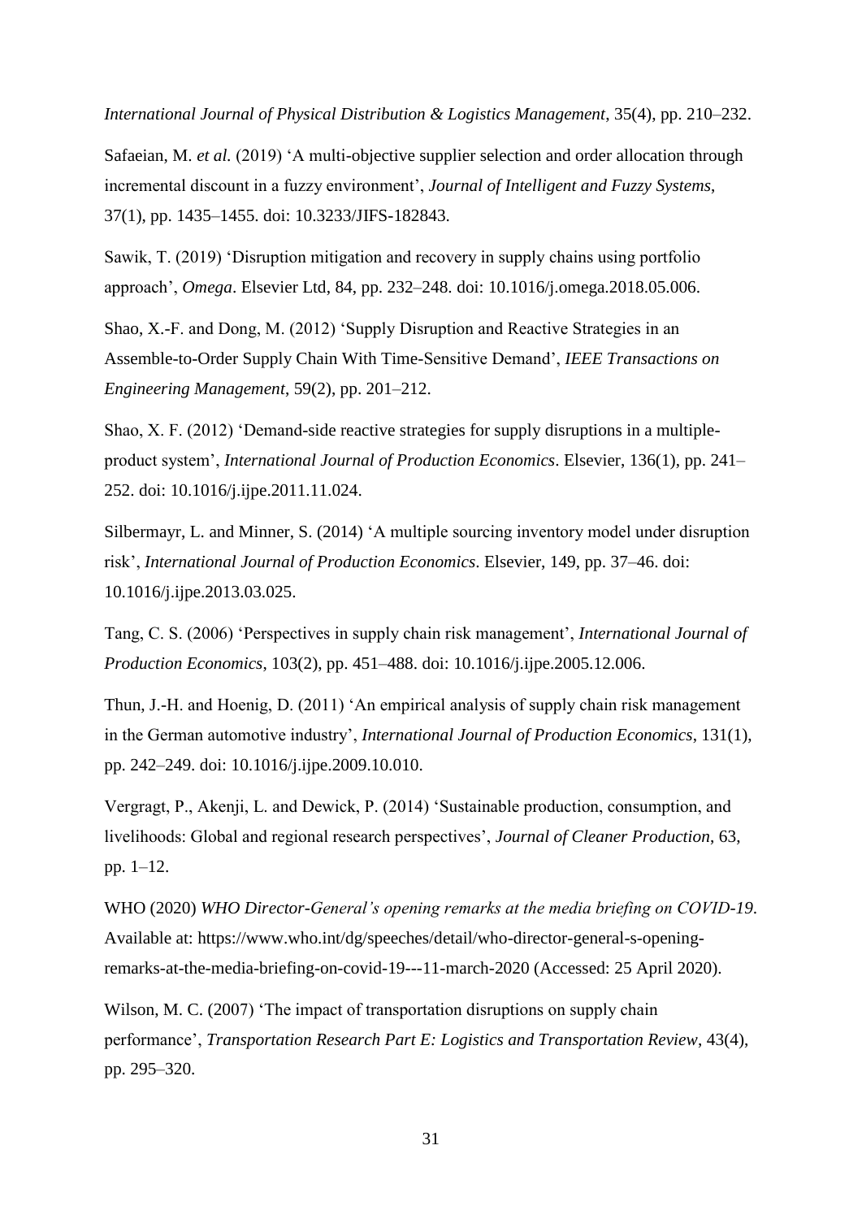*International Journal of Physical Distribution & Logistics Management*, 35(4), pp. 210–232.

Safaeian, M. *et al.* (2019) 'A multi-objective supplier selection and order allocation through incremental discount in a fuzzy environment', *Journal of Intelligent and Fuzzy Systems*, 37(1), pp. 1435–1455. doi: 10.3233/JIFS-182843.

Sawik, T. (2019) 'Disruption mitigation and recovery in supply chains using portfolio approach', *Omega*. Elsevier Ltd, 84, pp. 232–248. doi: 10.1016/j.omega.2018.05.006.

Shao, X.-F. and Dong, M. (2012) 'Supply Disruption and Reactive Strategies in an Assemble-to-Order Supply Chain With Time-Sensitive Demand', *IEEE Transactions on Engineering Management*, 59(2), pp. 201–212.

Shao, X. F. (2012) 'Demand-side reactive strategies for supply disruptions in a multiple-product system', *International Journal of Production Economics*. Elsevier, 136(1), pp. 241–252. doi: 10.1016/j.ijpe.2011.11.024.

Silbermayr, L. and Minner, S. (2014) 'A multiple sourcing inventory model under disruption risk', *International Journal of Production Economics*. Elsevier, 149, pp. 37–46. doi: 10.1016/j.ijpe.2013.03.025.

Tang, C. S. (2006) 'Perspectives in supply chain risk management', *International Journal of Production Economics*, 103(2), pp. 451–488. doi: 10.1016/j.ijpe.2005.12.006.

Thun, J.-H. and Hoenig, D. (2011) 'An empirical analysis of supply chain risk management in the German automotive industry', *International Journal of Production Economics*, 131(1), pp. 242–249. doi: 10.1016/j.ijpe.2009.10.010.

Vergragt, P., Akenji, L. and Dewick, P. (2014) 'Sustainable production, consumption, and livelihoods: Global and regional research perspectives', *Journal of Cleaner Production*, 63, pp. 1–12.

WHO (2020) *WHO Director-General's opening remarks at the media briefing on COVID-19*. Available at: https://www.who.int/dg/speeches/detail/who-director-general-s-opening-remarks-at-the-media-briefing-on-covid-19---11-march-2020 (Accessed: 25 April 2020).

Wilson, M. C. (2007) 'The impact of transportation disruptions on supply chain performance', *Transportation Research Part E: Logistics and Transportation Review*, 43(4), pp. 295–320.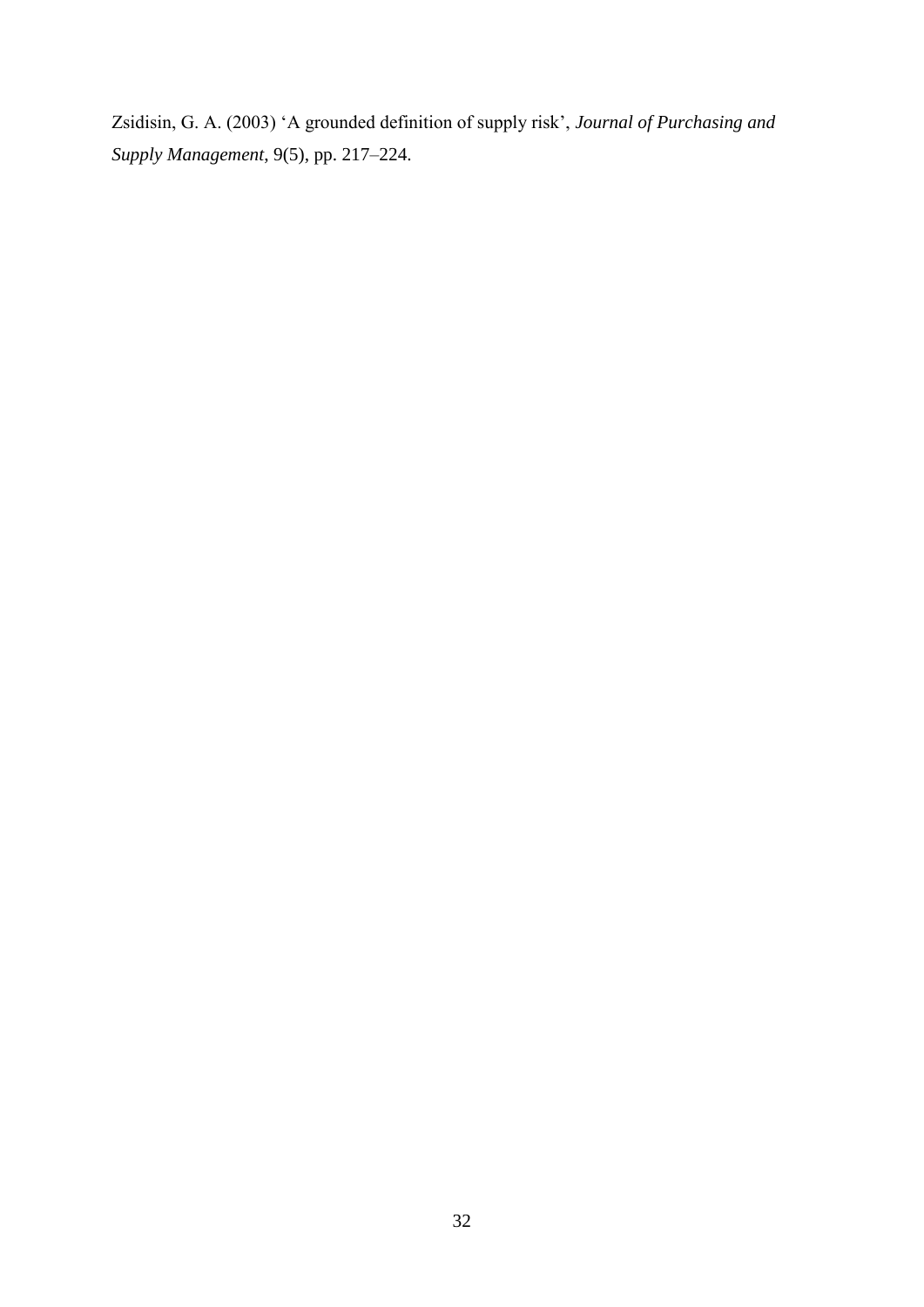Zsidisin, G. A. (2003) 'A grounded definition of supply risk', *Journal of Purchasing and Supply Management*, 9(5), pp. 217–224.